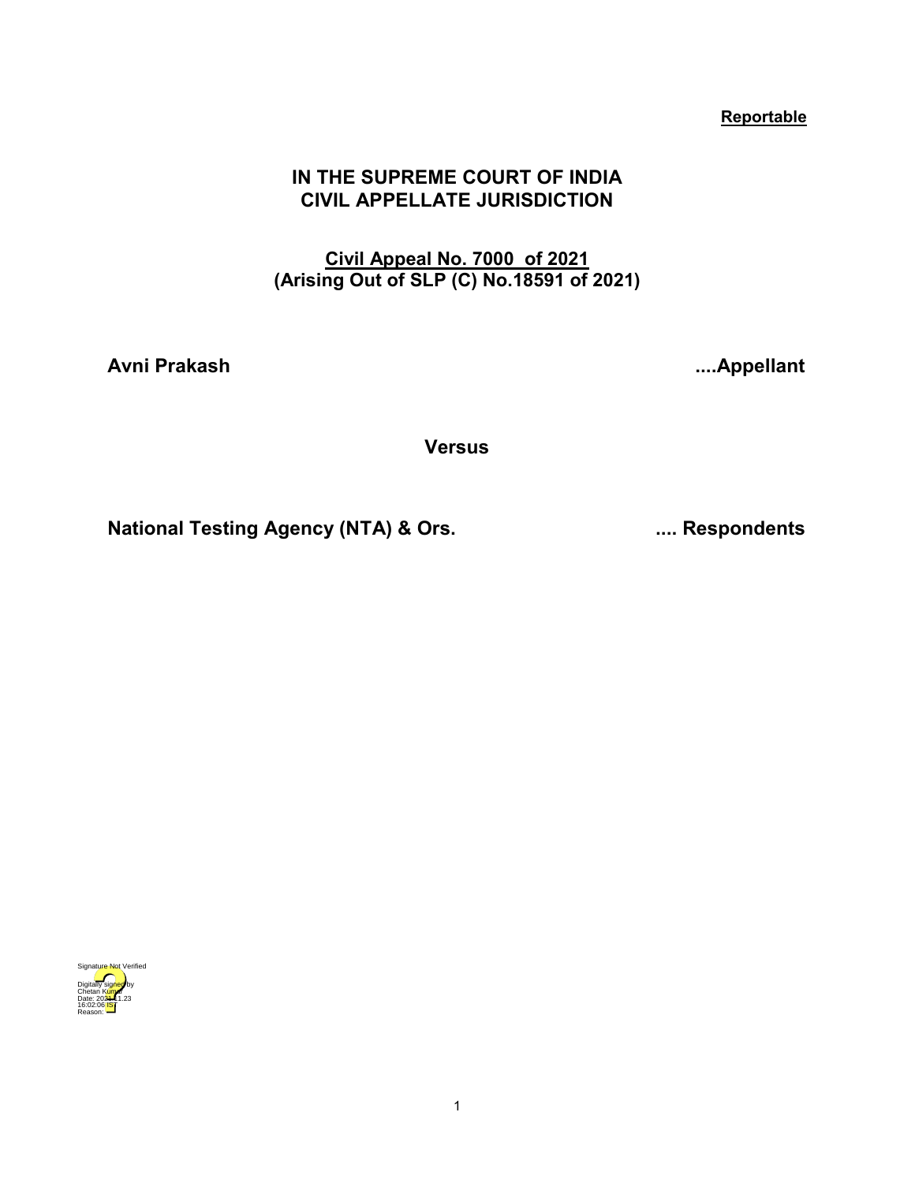**Reportable**

# IN THE SUPREME COURT OF INDIA
## CIVIL APPELLATE JURISDICTION

**Civil Appeal No. 7000 of 2021**
**(Arising Out of SLP (C) No.18591 of 2021)**

**Avni Prakash** **....Appellant**

**Versus**

**National Testing Agency (NTA) & Ors.** **.... Respondents**

Signature Not Verified
Digitally signed by Chetan Kumar
Date: 2021.11.23 16:02:06 IST
Reason: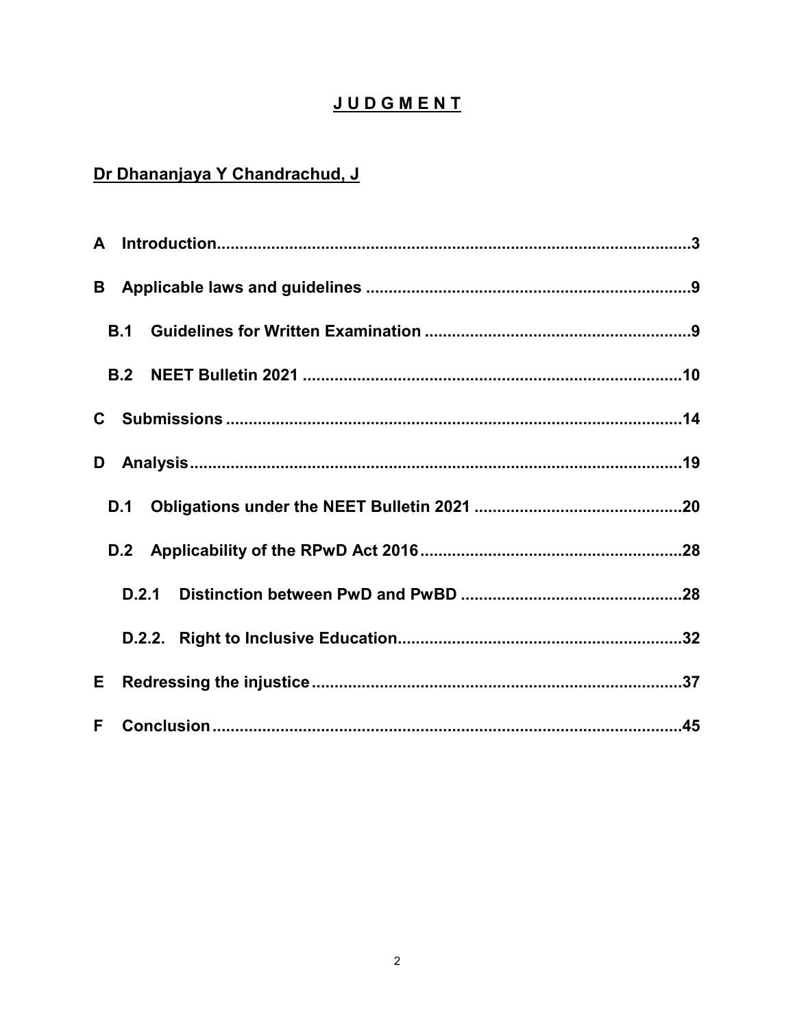# J U D G M E N T

## Dr Dhananjaya Y Chandrachud, J

A Introduction ........................................................................................ 3

B Applicable laws and guidelines ....................................................................... 9

B.1 Guidelines for Written Examination .......................................................... 9

B.2 NEET Bulletin 2021 .................................................................................. 10

C Submissions ........................................................................................ 14

D Analysis ............................................................................................ 19

D.1 Obligations under the NEET Bulletin 2021 ............................................. 20

D.2 Applicability of the RPwD Act 2016 ......................................................... 28

D.2.1 Distinction between PwD and PwBD ................................................ 28

D.2.2. Right to Inclusive Education .............................................................. 32

E Redressing the injustice ................................................................................ 37

F Conclusion ........................................................................................ 45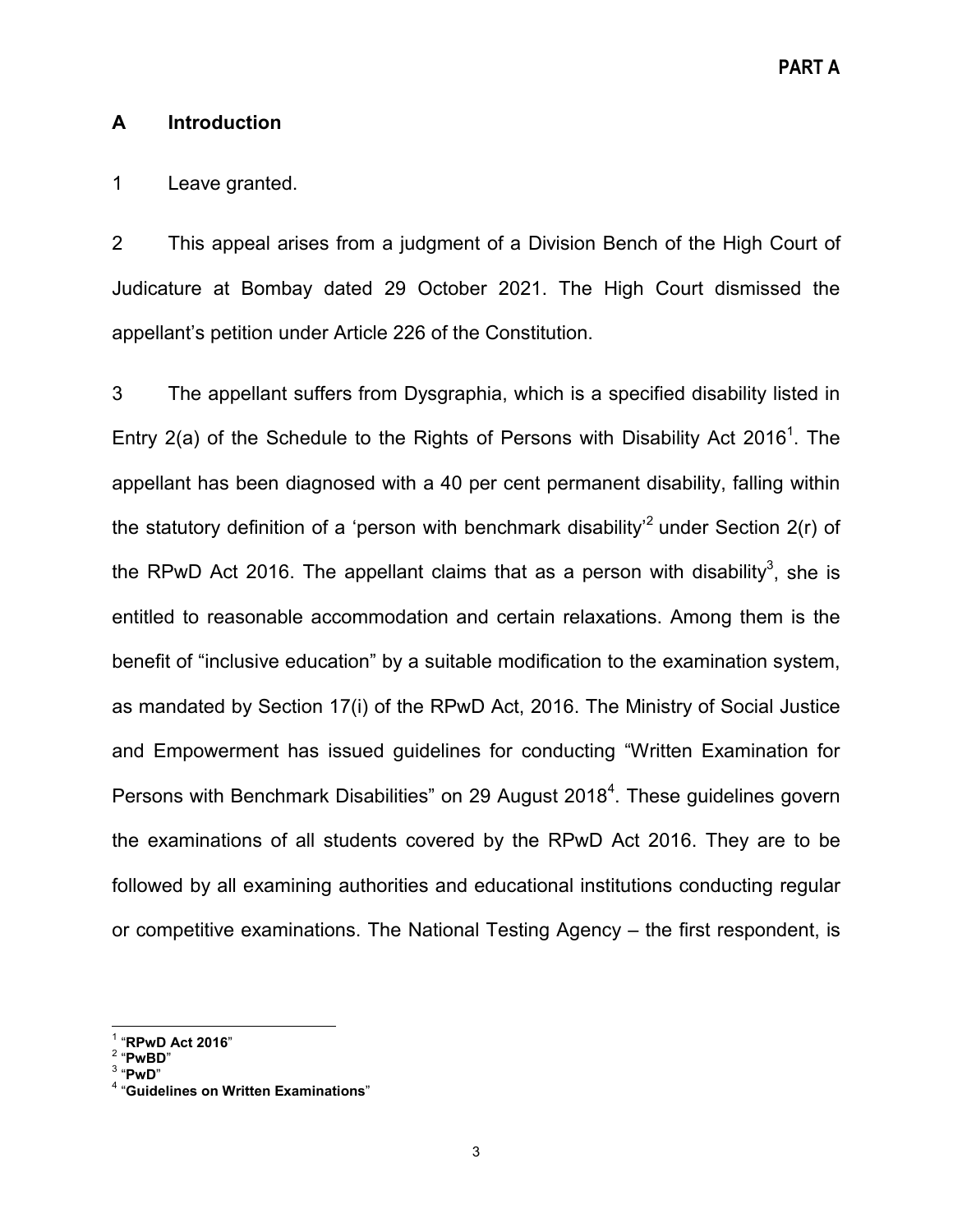## A Introduction

1 Leave granted.

2 This appeal arises from a judgment of a Division Bench of the High Court of Judicature at Bombay dated 29 October 2021. The High Court dismissed the appellant's petition under Article 226 of the Constitution.

3 The appellant suffers from Dysgraphia, which is a specified disability listed in Entry 2(a) of the Schedule to the Rights of Persons with Disability Act 2016[1]. The appellant has been diagnosed with a 40 per cent permanent disability, falling within the statutory definition of a 'person with benchmark disability'[2] under Section 2(r) of the RPwD Act 2016. The appellant claims that as a person with disability[3], she is entitled to reasonable accommodation and certain relaxations. Among them is the benefit of "inclusive education" by a suitable modification to the examination system, as mandated by Section 17(i) of the RPwD Act, 2016. The Ministry of Social Justice and Empowerment has issued guidelines for conducting "Written Examination for Persons with Benchmark Disabilities" on 29 August 2018[4]. These guidelines govern the examinations of all students covered by the RPwD Act 2016. They are to be followed by all examining authorities and educational institutions conducting regular or competitive examinations. The National Testing Agency – the first respondent, is

---

[1] "**RPwD Act 2016**"
[2] "**PwBD**"
[3] "**PwD**"
[4] "**Guidelines on Written Examinations**"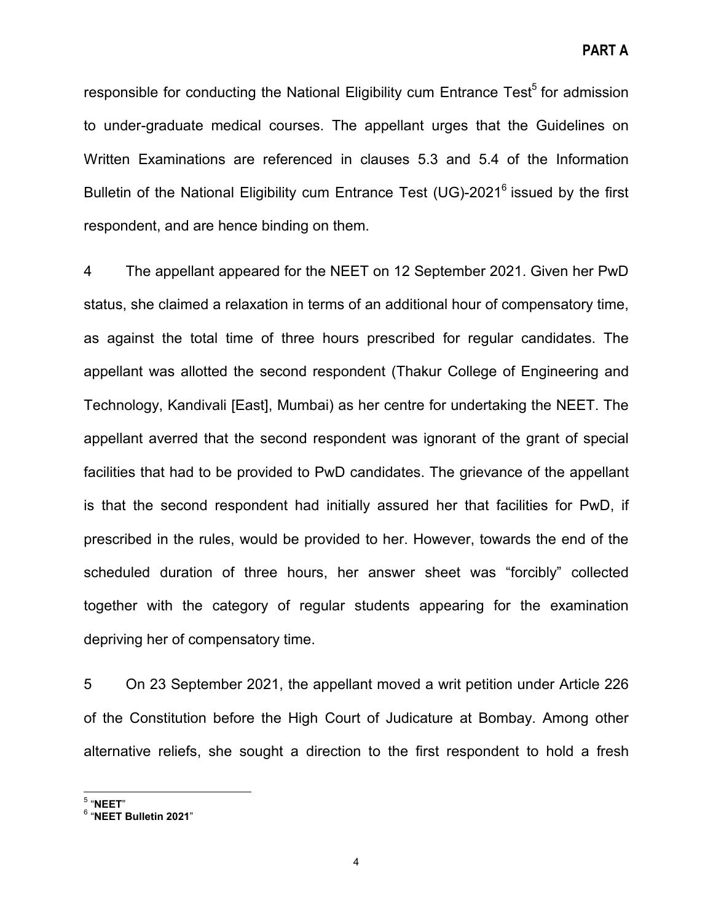responsible for conducting the National Eligibility cum Entrance Test[5] for admission to under-graduate medical courses. The appellant urges that the Guidelines on Written Examinations are referenced in clauses 5.3 and 5.4 of the Information Bulletin of the National Eligibility cum Entrance Test (UG)-2021[6] issued by the first respondent, and are hence binding on them.

4 The appellant appeared for the NEET on 12 September 2021. Given her PwD status, she claimed a relaxation in terms of an additional hour of compensatory time, as against the total time of three hours prescribed for regular candidates. The appellant was allotted the second respondent (Thakur College of Engineering and Technology, Kandivali [East], Mumbai) as her centre for undertaking the NEET. The appellant averred that the second respondent was ignorant of the grant of special facilities that had to be provided to PwD candidates. The grievance of the appellant is that the second respondent had initially assured her that facilities for PwD, if prescribed in the rules, would be provided to her. However, towards the end of the scheduled duration of three hours, her answer sheet was "forcibly" collected together with the category of regular students appearing for the examination depriving her of compensatory time.

5 On 23 September 2021, the appellant moved a writ petition under Article 226 of the Constitution before the High Court of Judicature at Bombay. Among other alternative reliefs, she sought a direction to the first respondent to hold a fresh

---

[5] "**NEET**"

[6] "**NEET Bulletin 2021**"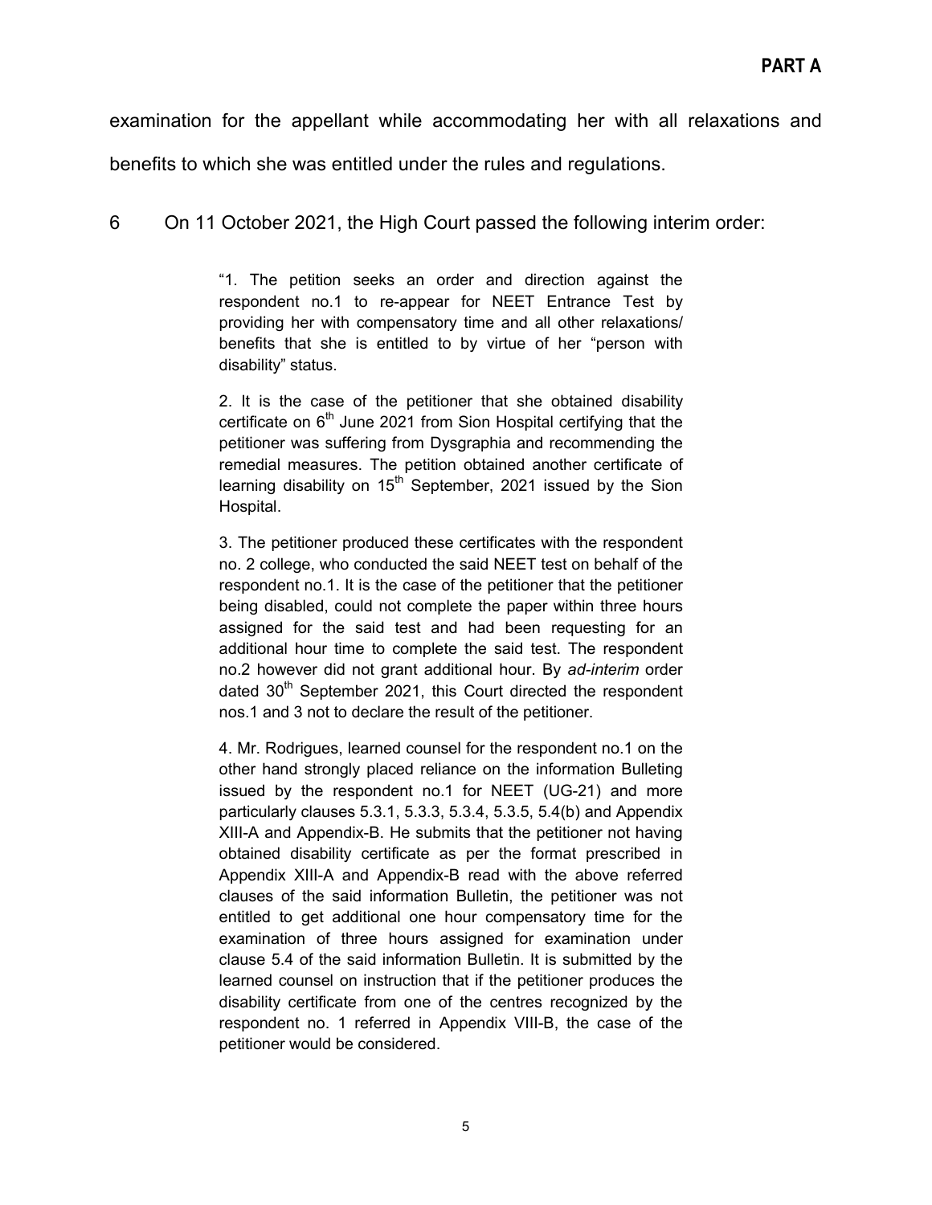examination for the appellant while accommodating her with all relaxations and benefits to which she was entitled under the rules and regulations.

6 On 11 October 2021, the High Court passed the following interim order:

> "1. The petition seeks an order and direction against the respondent no.1 to re-appear for NEET Entrance Test by providing her with compensatory time and all other relaxations/ benefits that she is entitled to by virtue of her "person with disability" status.
>
> 2. It is the case of the petitioner that she obtained disability certificate on 6th June 2021 from Sion Hospital certifying that the petitioner was suffering from Dysgraphia and recommending the remedial measures. The petition obtained another certificate of learning disability on 15th September, 2021 issued by the Sion Hospital.
>
> 3. The petitioner produced these certificates with the respondent no. 2 college, who conducted the said NEET test on behalf of the respondent no.1. It is the case of the petitioner that the petitioner being disabled, could not complete the paper within three hours assigned for the said test and had been requesting for an additional hour time to complete the said test. The respondent no.2 however did not grant additional hour. By *ad-interim* order dated 30th September 2021, this Court directed the respondent nos.1 and 3 not to declare the result of the petitioner.
>
> 4. Mr. Rodrigues, learned counsel for the respondent no.1 on the other hand strongly placed reliance on the information Bulleting issued by the respondent no.1 for NEET (UG-21) and more particularly clauses 5.3.1, 5.3.3, 5.3.4, 5.3.5, 5.4(b) and Appendix XIII-A and Appendix-B. He submits that the petitioner not having obtained disability certificate as per the format prescribed in Appendix XIII-A and Appendix-B read with the above referred clauses of the said information Bulletin, the petitioner was not entitled to get additional one hour compensatory time for the examination of three hours assigned for examination under clause 5.4 of the said information Bulletin. It is submitted by the learned counsel on instruction that if the petitioner produces the disability certificate from one of the centres recognized by the respondent no. 1 referred in Appendix VIII-B, the case of the petitioner would be considered.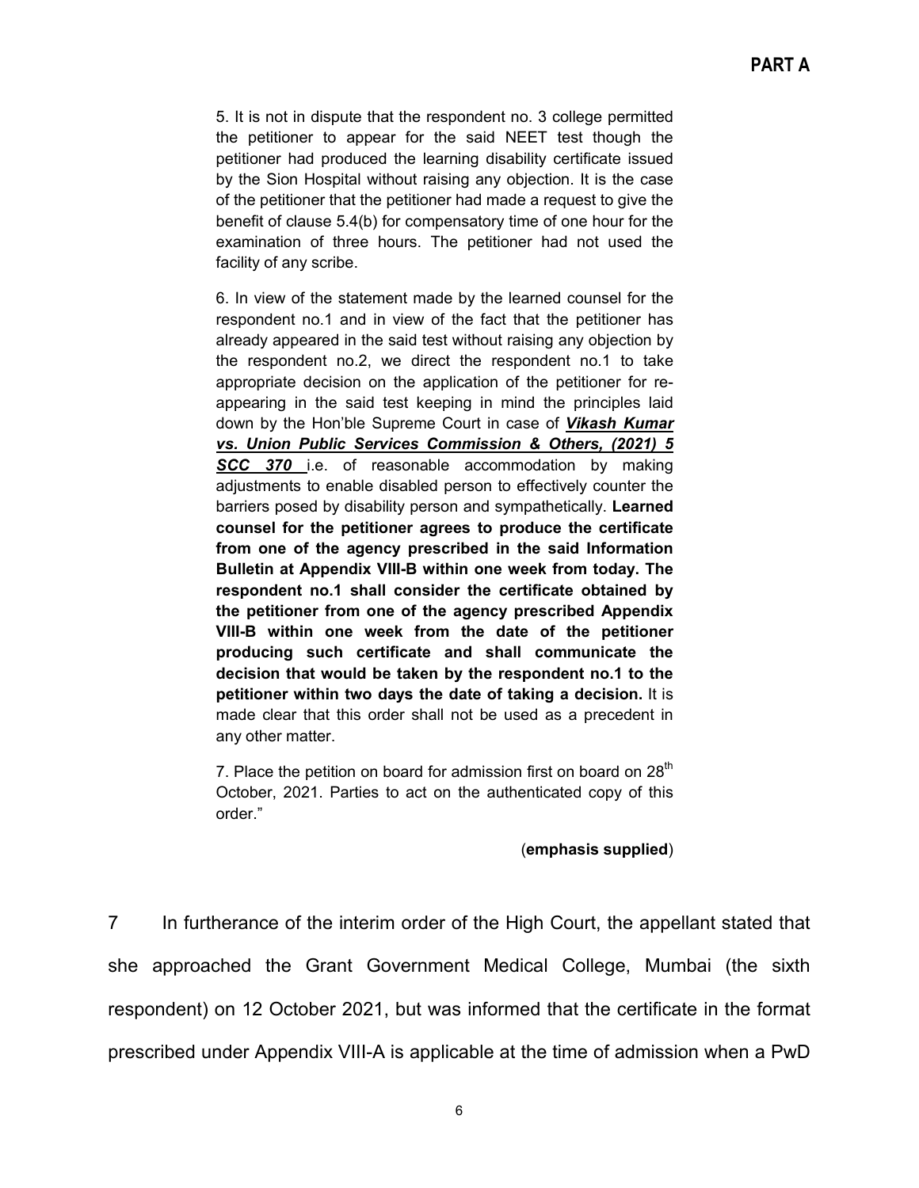> 5. It is not in dispute that the respondent no. 3 college permitted the petitioner to appear for the said NEET test though the petitioner had produced the learning disability certificate issued by the Sion Hospital without raising any objection. It is the case of the petitioner that the petitioner had made a request to give the benefit of clause 5.4(b) for compensatory time of one hour for the examination of three hours. The petitioner had not used the facility of any scribe.
>
> 6. In view of the statement made by the learned counsel for the respondent no.1 and in view of the fact that the petitioner has already appeared in the said test without raising any objection by the respondent no.2, we direct the respondent no.1 to take appropriate decision on the application of the petitioner for re-appearing in the said test keeping in mind the principles laid down by the Hon'ble Supreme Court in case of ***Vikash Kumar vs. Union Public Services Commission & Others, (2021) 5 SCC 370*** i.e. of reasonable accommodation by making adjustments to enable disabled person to effectively counter the barriers posed by disability person and sympathetically. **Learned counsel for the petitioner agrees to produce the certificate from one of the agency prescribed in the said Information Bulletin at Appendix VIII-B within one week from today. The respondent no.1 shall consider the certificate obtained by the petitioner from one of the agency prescribed Appendix VIII-B within one week from the date of the petitioner producing such certificate and shall communicate the decision that would be taken by the respondent no.1 to the petitioner within two days the date of taking a decision.** It is made clear that this order shall not be used as a precedent in any other matter.
>
> 7. Place the petition on board for admission first on board on 28th October, 2021. Parties to act on the authenticated copy of this order."

(**emphasis supplied**)

7 In furtherance of the interim order of the High Court, the appellant stated that she approached the Grant Government Medical College, Mumbai (the sixth respondent) on 12 October 2021, but was informed that the certificate in the format prescribed under Appendix VIII-A is applicable at the time of admission when a PwD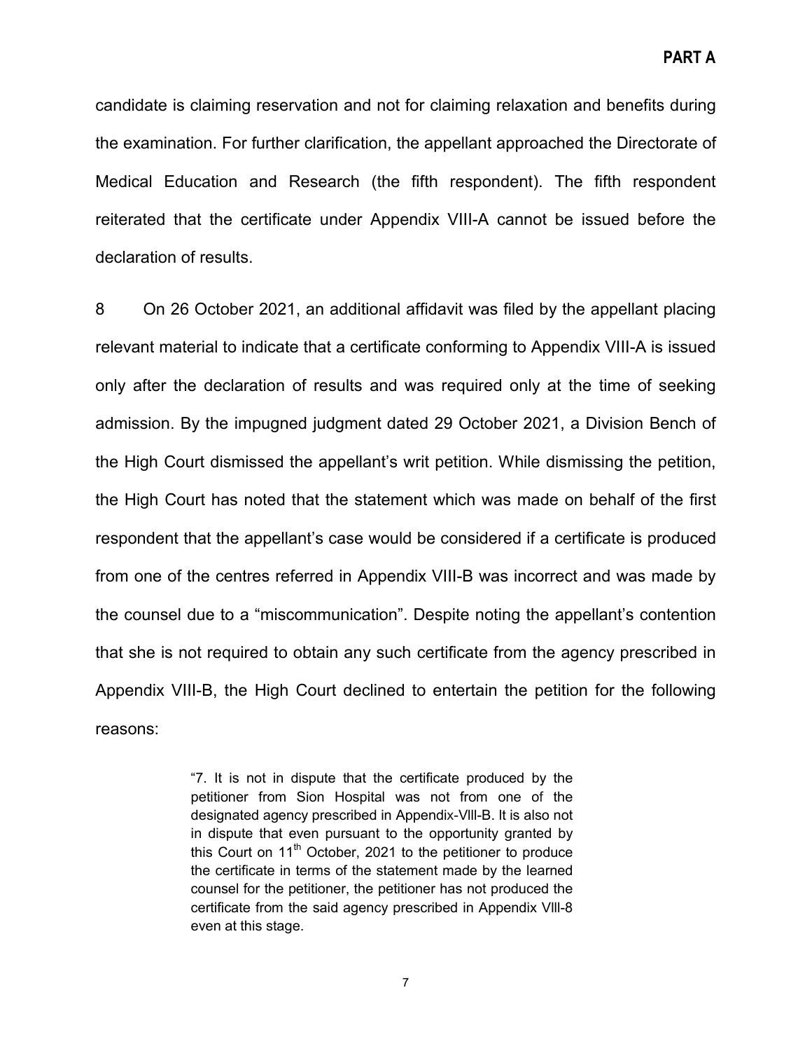candidate is claiming reservation and not for claiming relaxation and benefits during the examination. For further clarification, the appellant approached the Directorate of Medical Education and Research (the fifth respondent). The fifth respondent reiterated that the certificate under Appendix VIII-A cannot be issued before the declaration of results.

8 On 26 October 2021, an additional affidavit was filed by the appellant placing relevant material to indicate that a certificate conforming to Appendix VIII-A is issued only after the declaration of results and was required only at the time of seeking admission. By the impugned judgment dated 29 October 2021, a Division Bench of the High Court dismissed the appellant's writ petition. While dismissing the petition, the High Court has noted that the statement which was made on behalf of the first respondent that the appellant's case would be considered if a certificate is produced from one of the centres referred in Appendix VIII-B was incorrect and was made by the counsel due to a "miscommunication". Despite noting the appellant's contention that she is not required to obtain any such certificate from the agency prescribed in Appendix VIII-B, the High Court declined to entertain the petition for the following reasons:

> "7. It is not in dispute that the certificate produced by the petitioner from Sion Hospital was not from one of the designated agency prescribed in Appendix-VIII-B. It is also not in dispute that even pursuant to the opportunity granted by this Court on 11th October, 2021 to the petitioner to produce the certificate in terms of the statement made by the learned counsel for the petitioner, the petitioner has not produced the certificate from the said agency prescribed in Appendix VIII-8 even at this stage.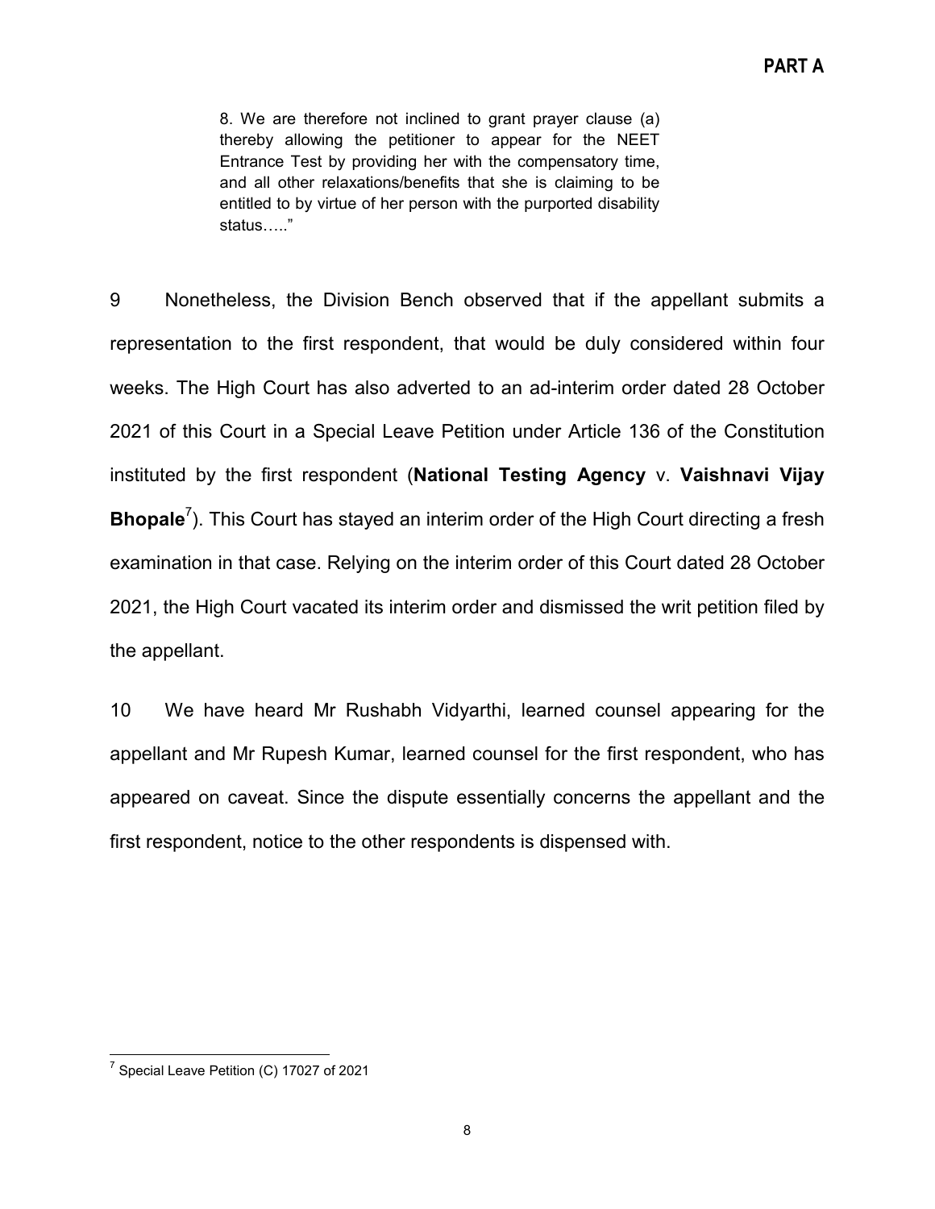> 8. We are therefore not inclined to grant prayer clause (a) thereby allowing the petitioner to appear for the NEET Entrance Test by providing her with the compensatory time, and all other relaxations/benefits that she is claiming to be entitled to by virtue of her person with the purported disability status….."

9 Nonetheless, the Division Bench observed that if the appellant submits a representation to the first respondent, that would be duly considered within four weeks. The High Court has also adverted to an ad-interim order dated 28 October 2021 of this Court in a Special Leave Petition under Article 136 of the Constitution instituted by the first respondent (**National Testing Agency** v. **Vaishnavi Vijay Bhopale**[7]). This Court has stayed an interim order of the High Court directing a fresh examination in that case. Relying on the interim order of this Court dated 28 October 2021, the High Court vacated its interim order and dismissed the writ petition filed by the appellant.

10 We have heard Mr Rushabh Vidyarthi, learned counsel appearing for the appellant and Mr Rupesh Kumar, learned counsel for the first respondent, who has appeared on caveat. Since the dispute essentially concerns the appellant and the first respondent, notice to the other respondents is dispensed with.

---

[7] Special Leave Petition (C) 17027 of 2021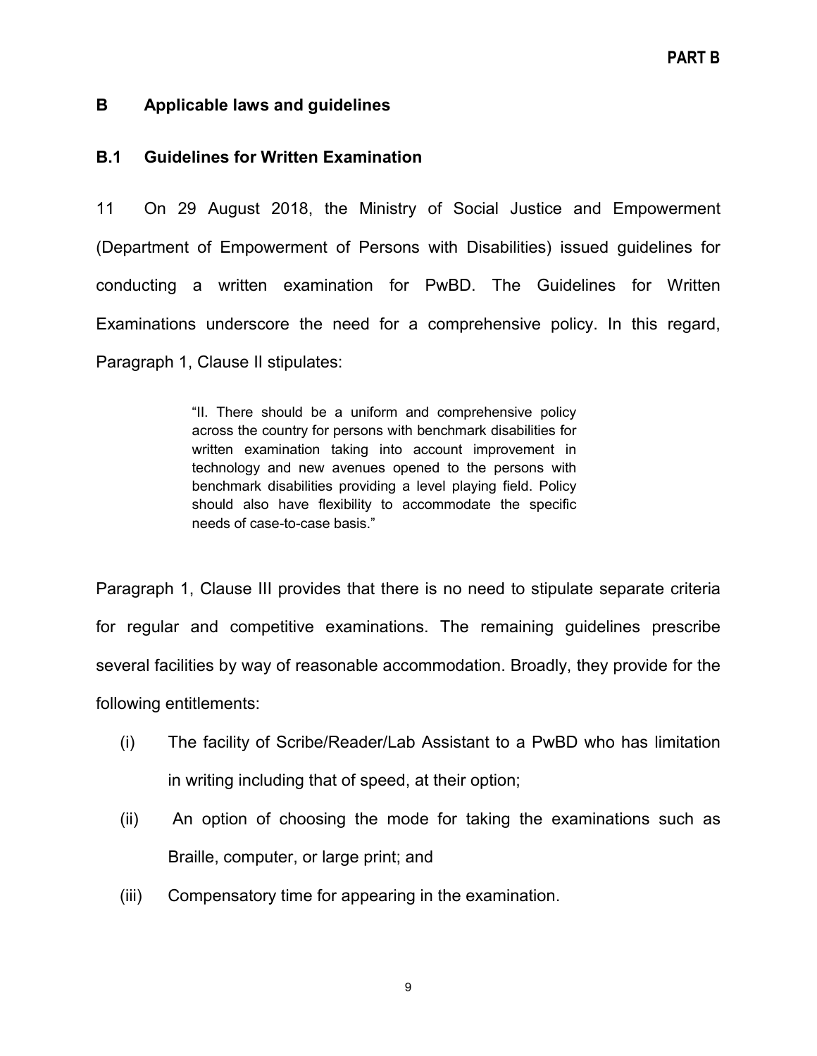## B Applicable laws and guidelines

### B.1 Guidelines for Written Examination

11 On 29 August 2018, the Ministry of Social Justice and Empowerment (Department of Empowerment of Persons with Disabilities) issued guidelines for conducting a written examination for PwBD. The Guidelines for Written Examinations underscore the need for a comprehensive policy. In this regard, Paragraph 1, Clause II stipulates:

> "II. There should be a uniform and comprehensive policy across the country for persons with benchmark disabilities for written examination taking into account improvement in technology and new avenues opened to the persons with benchmark disabilities providing a level playing field. Policy should also have flexibility to accommodate the specific needs of case-to-case basis."

Paragraph 1, Clause III provides that there is no need to stipulate separate criteria for regular and competitive examinations. The remaining guidelines prescribe several facilities by way of reasonable accommodation. Broadly, they provide for the following entitlements:

(i) The facility of Scribe/Reader/Lab Assistant to a PwBD who has limitation in writing including that of speed, at their option;

(ii) An option of choosing the mode for taking the examinations such as Braille, computer, or large print; and

(iii) Compensatory time for appearing in the examination.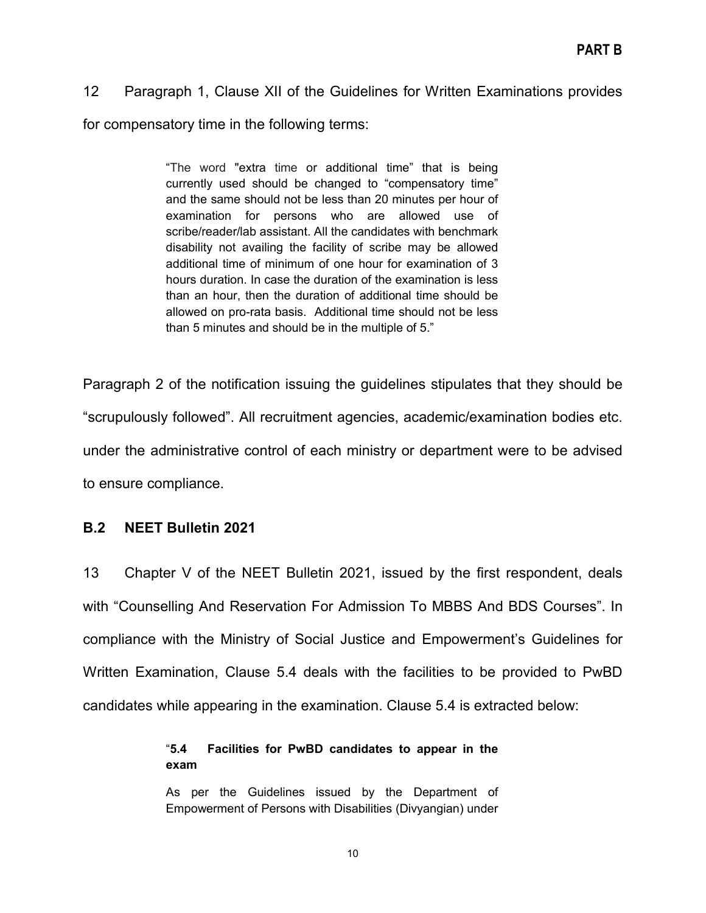12 Paragraph 1, Clause XII of the Guidelines for Written Examinations provides for compensatory time in the following terms:

> "The word "extra time or additional time" that is being currently used should be changed to "compensatory time" and the same should not be less than 20 minutes per hour of examination for persons who are allowed use of scribe/reader/lab assistant. All the candidates with benchmark disability not availing the facility of scribe may be allowed additional time of minimum of one hour for examination of 3 hours duration. In case the duration of the examination is less than an hour, then the duration of additional time should be allowed on pro-rata basis. Additional time should not be less than 5 minutes and should be in the multiple of 5."

Paragraph 2 of the notification issuing the guidelines stipulates that they should be "scrupulously followed". All recruitment agencies, academic/examination bodies etc. under the administrative control of each ministry or department were to be advised to ensure compliance.

### B.2 NEET Bulletin 2021

13 Chapter V of the NEET Bulletin 2021, issued by the first respondent, deals with "Counselling And Reservation For Admission To MBBS And BDS Courses". In compliance with the Ministry of Social Justice and Empowerment's Guidelines for Written Examination, Clause 5.4 deals with the facilities to be provided to PwBD candidates while appearing in the examination. Clause 5.4 is extracted below:

> "**5.4 Facilities for PwBD candidates to appear in the exam**
>
> As per the Guidelines issued by the Department of Empowerment of Persons with Disabilities (Divyangian) under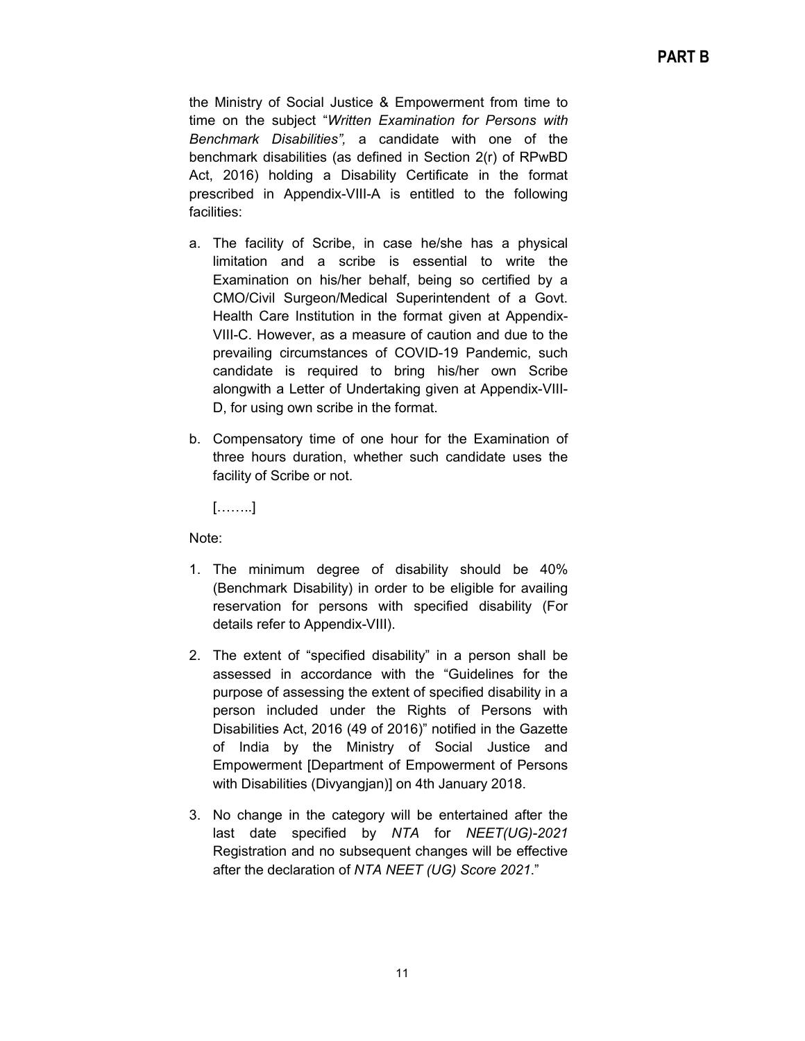the Ministry of Social Justice & Empowerment from time to time on the subject "*Written Examination for Persons with Benchmark Disabilities",* a candidate with one of the benchmark disabilities (as defined in Section 2(r) of RPwBD Act, 2016) holding a Disability Certificate in the format prescribed in Appendix-VIII-A is entitled to the following facilities:

a. The facility of Scribe, in case he/she has a physical limitation and a scribe is essential to write the Examination on his/her behalf, being so certified by a CMO/Civil Surgeon/Medical Superintendent of a Govt. Health Care Institution in the format given at Appendix-VIII-C. However, as a measure of caution and due to the prevailing circumstances of COVID-19 Pandemic, such candidate is required to bring his/her own Scribe alongwith a Letter of Undertaking given at Appendix-VIII-D, for using own scribe in the format.

b. Compensatory time of one hour for the Examination of three hours duration, whether such candidate uses the facility of Scribe or not.

   [……..]

Note:

1. The minimum degree of disability should be 40% (Benchmark Disability) in order to be eligible for availing reservation for persons with specified disability (For details refer to Appendix-VIII).

2. The extent of "specified disability" in a person shall be assessed in accordance with the "Guidelines for the purpose of assessing the extent of specified disability in a person included under the Rights of Persons with Disabilities Act, 2016 (49 of 2016)" notified in the Gazette of India by the Ministry of Social Justice and Empowerment [Department of Empowerment of Persons with Disabilities (Divyangjan)] on 4th January 2018.

3. No change in the category will be entertained after the last date specified by *NTA* for *NEET(UG)-2021* Registration and no subsequent changes will be effective after the declaration of *NTA NEET (UG) Score 2021*."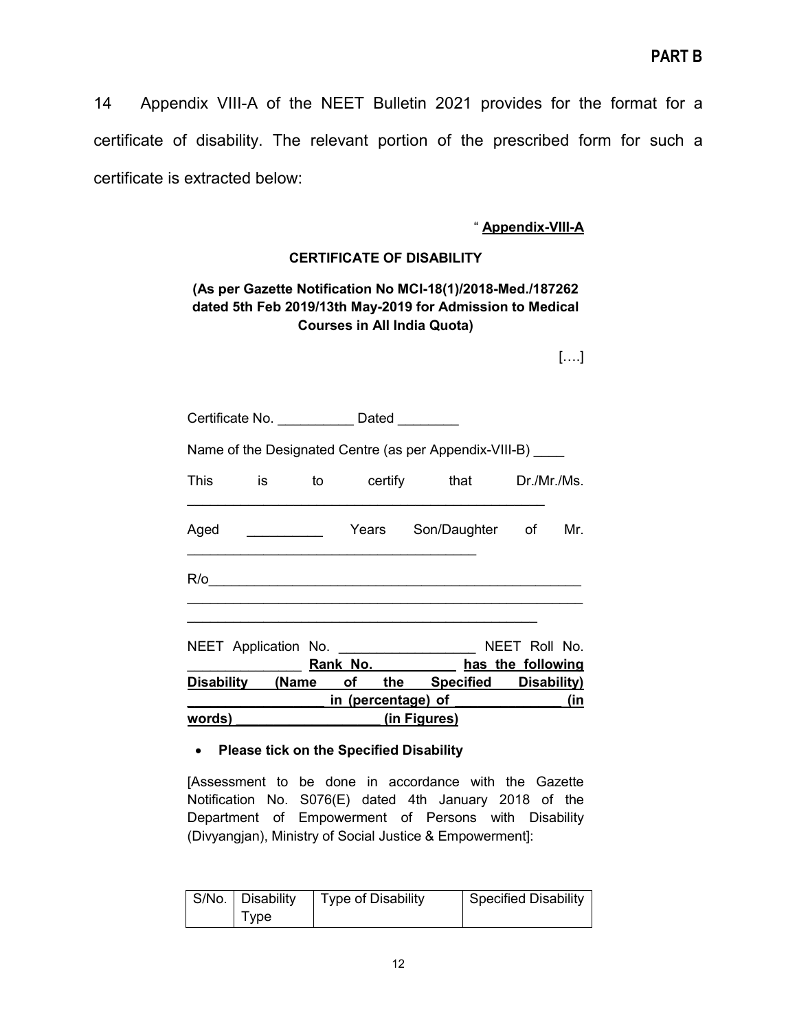**PART B**

14 Appendix VIII-A of the NEET Bulletin 2021 provides for the format for a certificate of disability. The relevant portion of the prescribed form for such a certificate is extracted below:

" **Appendix-VIII-A**

**CERTIFICATE OF DISABILITY**

**(As per Gazette Notification No MCI-18(1)/2018-Med./187262 dated 5th Feb 2019/13th May-2019 for Admission to Medical Courses in All India Quota)**

[….]

Certificate No. __________ Dated ________

Name of the Designated Centre (as per Appendix-VIII-B) ____

This is to certify that Dr./Mr./Ms. _______________________________________________

Aged __________ Years Son/Daughter of Mr. ______________________________________

R/o_________________________________________________
_____________________________________________________
_______________________________________________

NEET Application No. _________________ NEET Roll No. _______________ **Rank No. ___________ has the following Disability (Name of the Specified Disability) __________________ in (percentage) of ______________ (in words) ___________________ (in Figures)**

- **Please tick on the Specified Disability**

[Assessment to be done in accordance with the Gazette Notification No. S076(E) dated 4th January 2018 of the Department of Empowerment of Persons with Disability (Divyangjan), Ministry of Social Justice & Empowerment]:

| S/No. | Disability Type | Type of Disability | Specified Disability |
|---|---|---|---|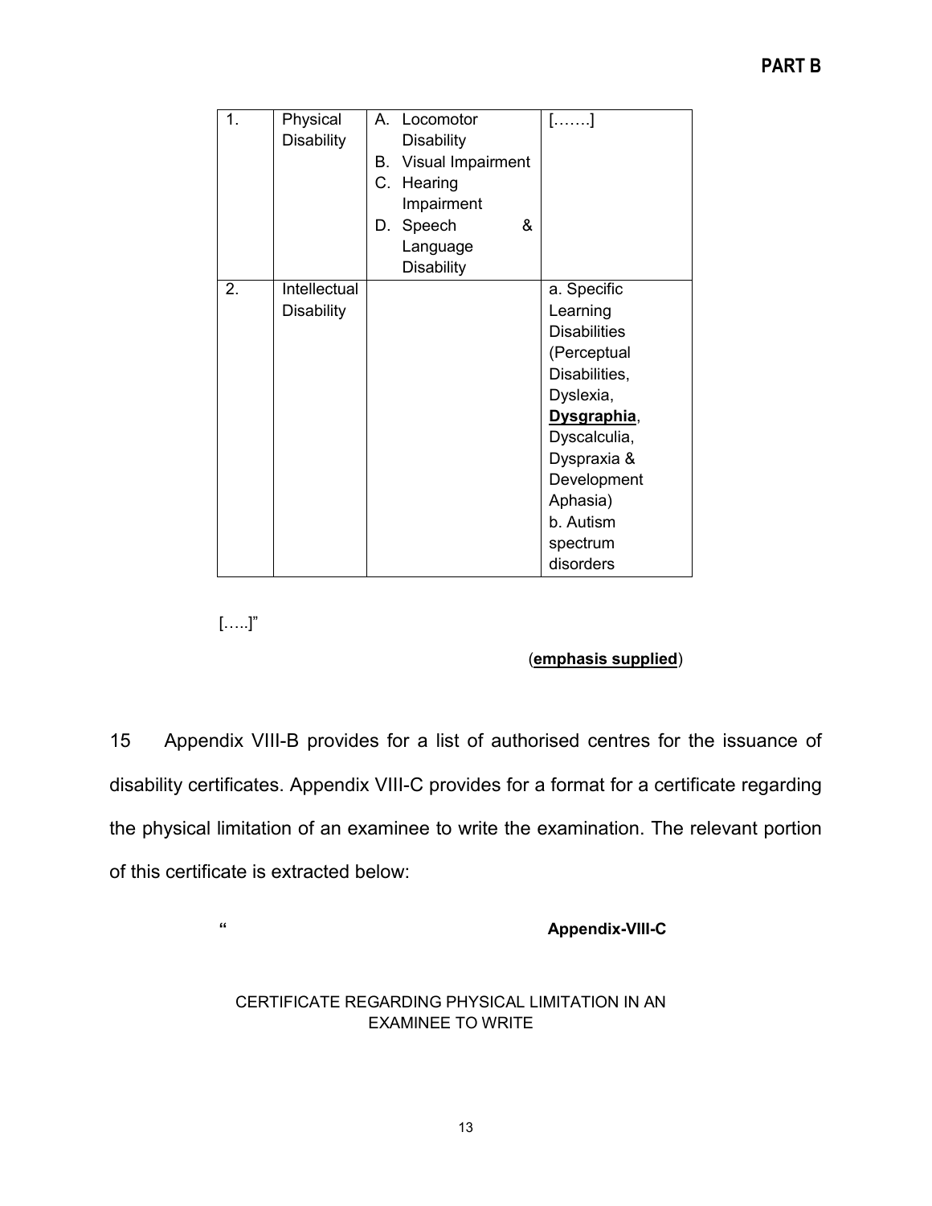| 1. | Physical Disability | A. Locomotor Disability<br>B. Visual Impairment<br>C. Hearing Impairment<br>D. Speech & Language Disability | […….] |
|---|---|---|---|
| 2. | Intellectual Disability | | a. Specific Learning Disabilities (Perceptual Disabilities, Dyslexia, **<u>Dysgraphia</u>**, Dyscalculia, Dyspraxia & Development Aphasia)<br>b. Autism spectrum disorders |

[…..]"

(**<u>emphasis supplied</u>**)

15 Appendix VIII-B provides for a list of authorised centres for the issuance of disability certificates. Appendix VIII-C provides for a format for a certificate regarding the physical limitation of an examinee to write the examination. The relevant portion of this certificate is extracted below:

" **Appendix-VIII-C**

CERTIFICATE REGARDING PHYSICAL LIMITATION IN AN EXAMINEE TO WRITE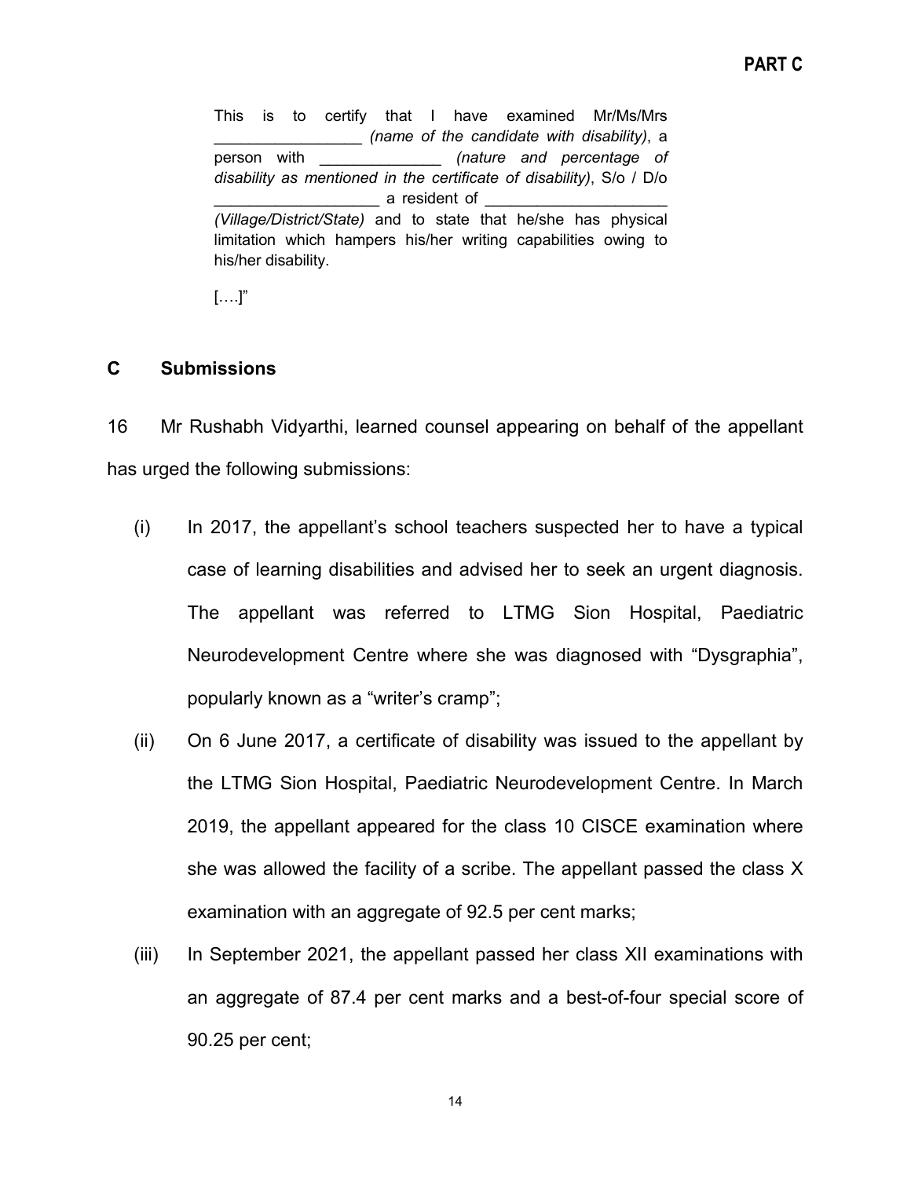This is to certify that I have examined Mr/Ms/Mrs _________________ *(name of the candidate with disability)*, a person with ______________ *(nature and percentage of disability as mentioned in the certificate of disability)*, S/o / D/o ___________________ a resident of _____________________ *(Village/District/State)* and to state that he/she has physical limitation which hampers his/her writing capabilities owing to his/her disability.

[….]"

## C Submissions

16 Mr Rushabh Vidyarthi, learned counsel appearing on behalf of the appellant has urged the following submissions:

(i) In 2017, the appellant's school teachers suspected her to have a typical case of learning disabilities and advised her to seek an urgent diagnosis. The appellant was referred to LTMG Sion Hospital, Paediatric Neurodevelopment Centre where she was diagnosed with "Dysgraphia", popularly known as a "writer's cramp";

(ii) On 6 June 2017, a certificate of disability was issued to the appellant by the LTMG Sion Hospital, Paediatric Neurodevelopment Centre. In March 2019, the appellant appeared for the class 10 CISCE examination where she was allowed the facility of a scribe. The appellant passed the class X examination with an aggregate of 92.5 per cent marks;

(iii) In September 2021, the appellant passed her class XII examinations with an aggregate of 87.4 per cent marks and a best-of-four special score of 90.25 per cent;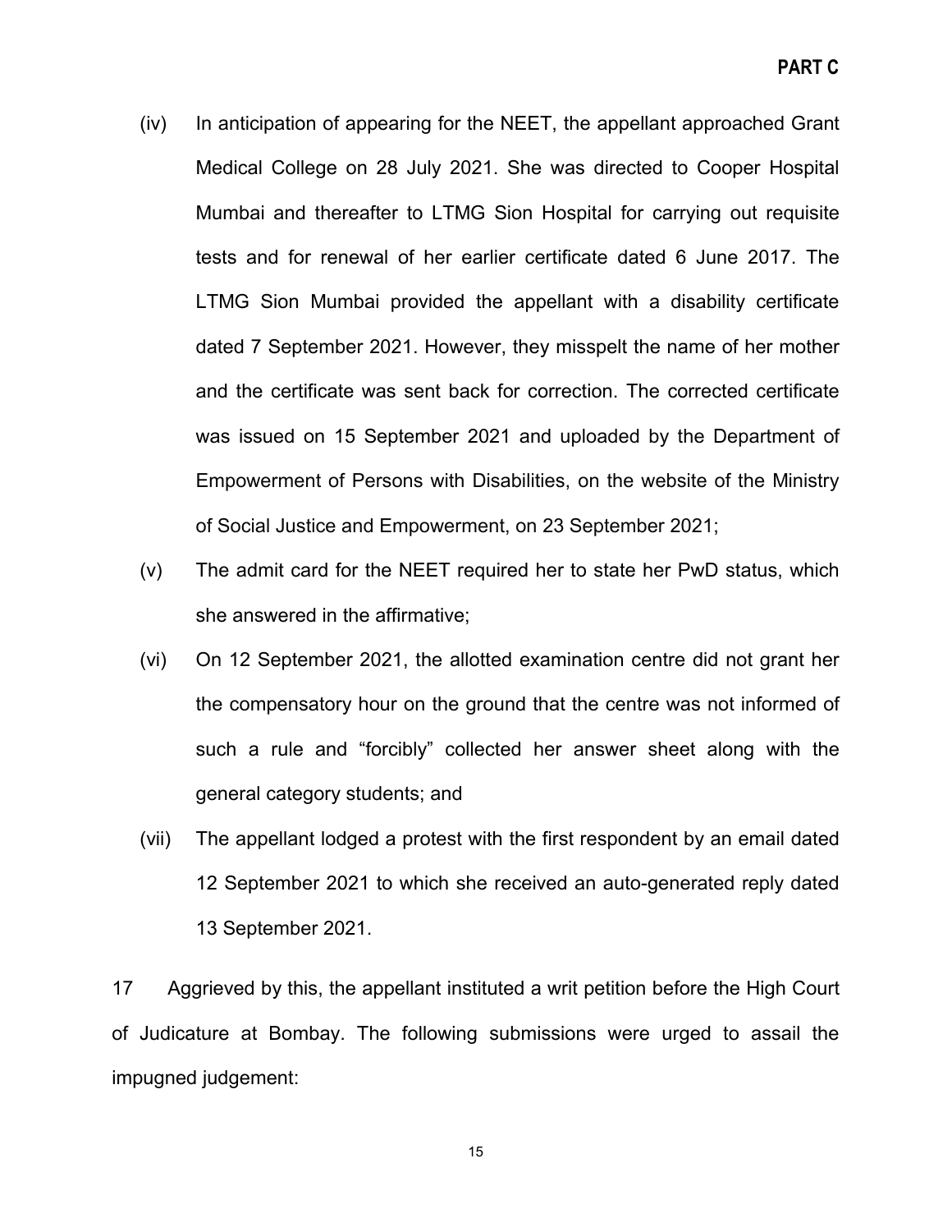(iv) In anticipation of appearing for the NEET, the appellant approached Grant Medical College on 28 July 2021. She was directed to Cooper Hospital Mumbai and thereafter to LTMG Sion Hospital for carrying out requisite tests and for renewal of her earlier certificate dated 6 June 2017. The LTMG Sion Mumbai provided the appellant with a disability certificate dated 7 September 2021. However, they misspelt the name of her mother and the certificate was sent back for correction. The corrected certificate was issued on 15 September 2021 and uploaded by the Department of Empowerment of Persons with Disabilities, on the website of the Ministry of Social Justice and Empowerment, on 23 September 2021;

(v) The admit card for the NEET required her to state her PwD status, which she answered in the affirmative;

(vi) On 12 September 2021, the allotted examination centre did not grant her the compensatory hour on the ground that the centre was not informed of such a rule and "forcibly" collected her answer sheet along with the general category students; and

(vii) The appellant lodged a protest with the first respondent by an email dated 12 September 2021 to which she received an auto-generated reply dated 13 September 2021.

17 Aggrieved by this, the appellant instituted a writ petition before the High Court of Judicature at Bombay. The following submissions were urged to assail the impugned judgement: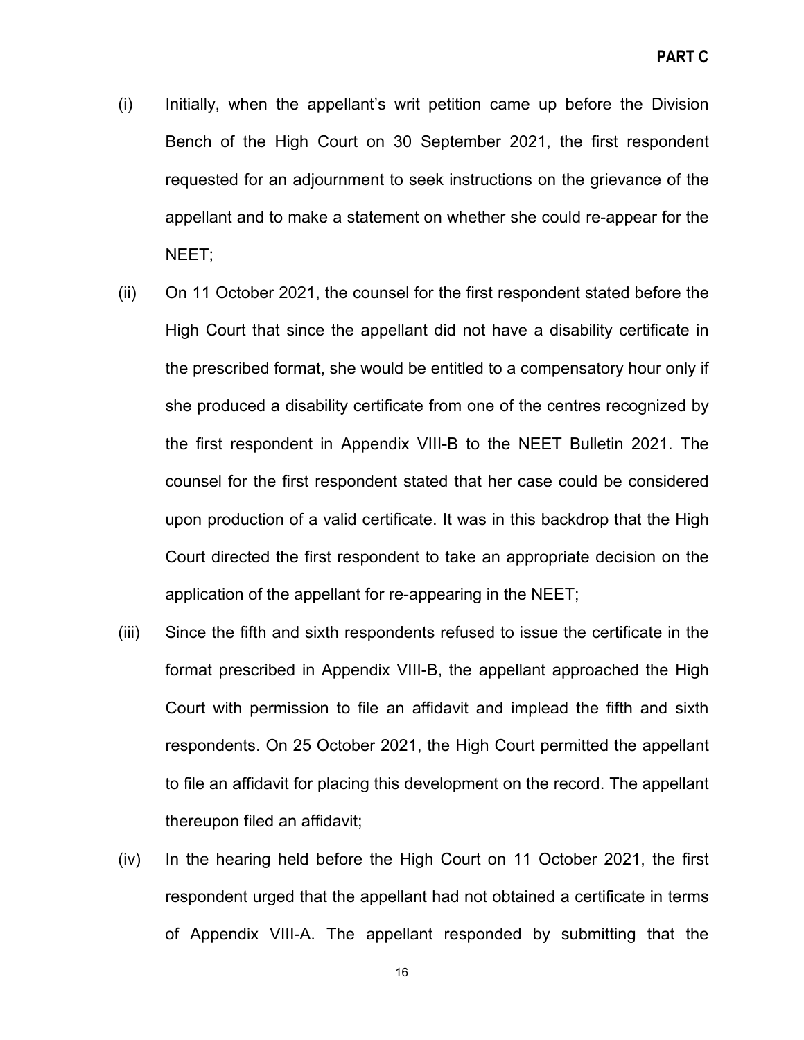(i) Initially, when the appellant's writ petition came up before the Division Bench of the High Court on 30 September 2021, the first respondent requested for an adjournment to seek instructions on the grievance of the appellant and to make a statement on whether she could re-appear for the NEET;

(ii) On 11 October 2021, the counsel for the first respondent stated before the High Court that since the appellant did not have a disability certificate in the prescribed format, she would be entitled to a compensatory hour only if she produced a disability certificate from one of the centres recognized by the first respondent in Appendix VIII-B to the NEET Bulletin 2021. The counsel for the first respondent stated that her case could be considered upon production of a valid certificate. It was in this backdrop that the High Court directed the first respondent to take an appropriate decision on the application of the appellant for re-appearing in the NEET;

(iii) Since the fifth and sixth respondents refused to issue the certificate in the format prescribed in Appendix VIII-B, the appellant approached the High Court with permission to file an affidavit and implead the fifth and sixth respondents. On 25 October 2021, the High Court permitted the appellant to file an affidavit for placing this development on the record. The appellant thereupon filed an affidavit;

(iv) In the hearing held before the High Court on 11 October 2021, the first respondent urged that the appellant had not obtained a certificate in terms of Appendix VIII-A. The appellant responded by submitting that the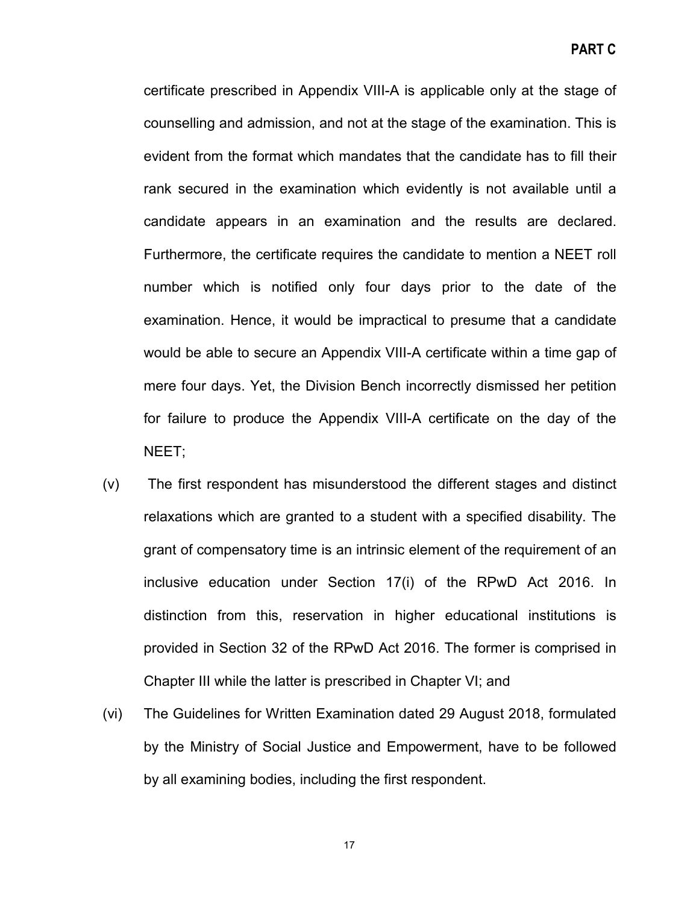certificate prescribed in Appendix VIII-A is applicable only at the stage of counselling and admission, and not at the stage of the examination. This is evident from the format which mandates that the candidate has to fill their rank secured in the examination which evidently is not available until a candidate appears in an examination and the results are declared. Furthermore, the certificate requires the candidate to mention a NEET roll number which is notified only four days prior to the date of the examination. Hence, it would be impractical to presume that a candidate would be able to secure an Appendix VIII-A certificate within a time gap of mere four days. Yet, the Division Bench incorrectly dismissed her petition for failure to produce the Appendix VIII-A certificate on the day of the NEET;

(v) The first respondent has misunderstood the different stages and distinct relaxations which are granted to a student with a specified disability. The grant of compensatory time is an intrinsic element of the requirement of an inclusive education under Section 17(i) of the RPwD Act 2016. In distinction from this, reservation in higher educational institutions is provided in Section 32 of the RPwD Act 2016. The former is comprised in Chapter III while the latter is prescribed in Chapter VI; and

(vi) The Guidelines for Written Examination dated 29 August 2018, formulated by the Ministry of Social Justice and Empowerment, have to be followed by all examining bodies, including the first respondent.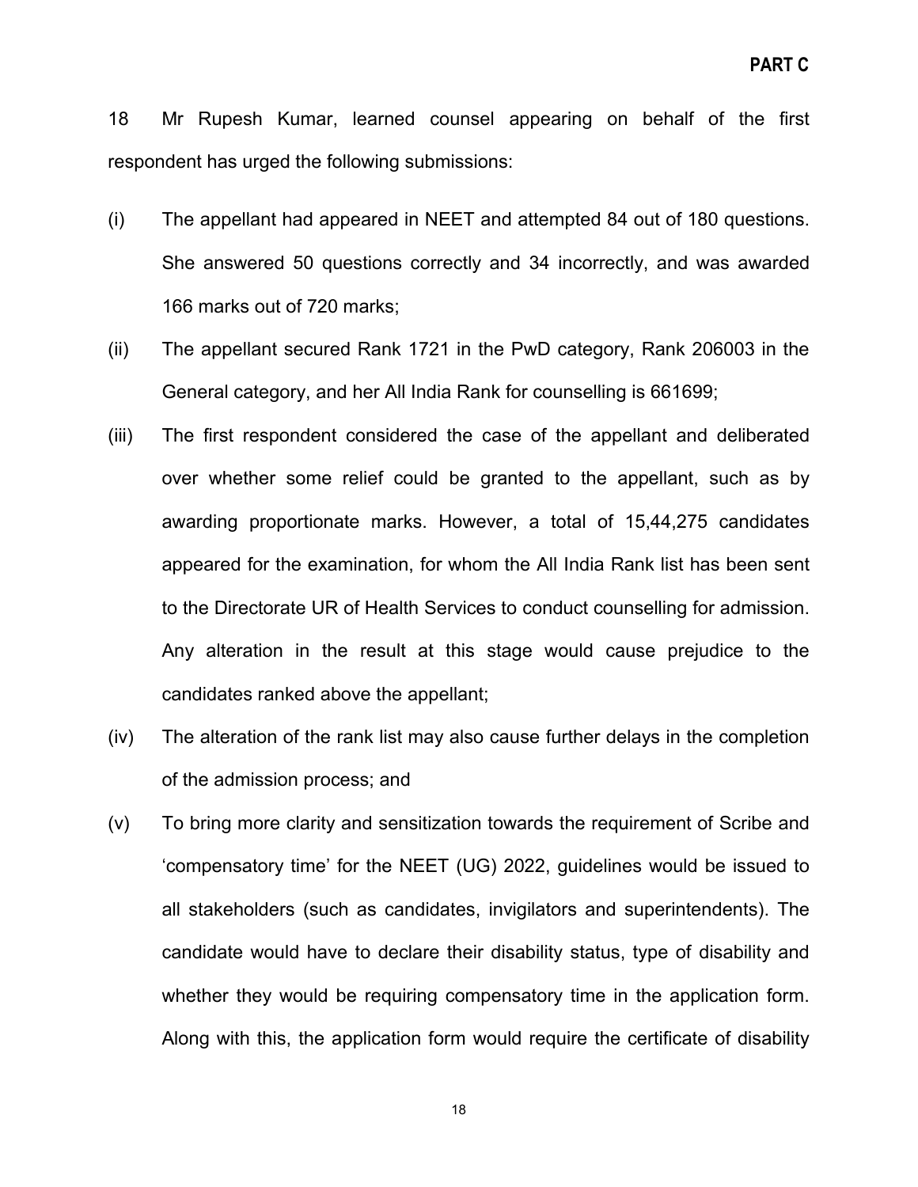18 Mr Rupesh Kumar, learned counsel appearing on behalf of the first respondent has urged the following submissions:

(i) The appellant had appeared in NEET and attempted 84 out of 180 questions. She answered 50 questions correctly and 34 incorrectly, and was awarded 166 marks out of 720 marks;

(ii) The appellant secured Rank 1721 in the PwD category, Rank 206003 in the General category, and her All India Rank for counselling is 661699;

(iii) The first respondent considered the case of the appellant and deliberated over whether some relief could be granted to the appellant, such as by awarding proportionate marks. However, a total of 15,44,275 candidates appeared for the examination, for whom the All India Rank list has been sent to the Directorate UR of Health Services to conduct counselling for admission. Any alteration in the result at this stage would cause prejudice to the candidates ranked above the appellant;

(iv) The alteration of the rank list may also cause further delays in the completion of the admission process; and

(v) To bring more clarity and sensitization towards the requirement of Scribe and 'compensatory time' for the NEET (UG) 2022, guidelines would be issued to all stakeholders (such as candidates, invigilators and superintendents). The candidate would have to declare their disability status, type of disability and whether they would be requiring compensatory time in the application form. Along with this, the application form would require the certificate of disability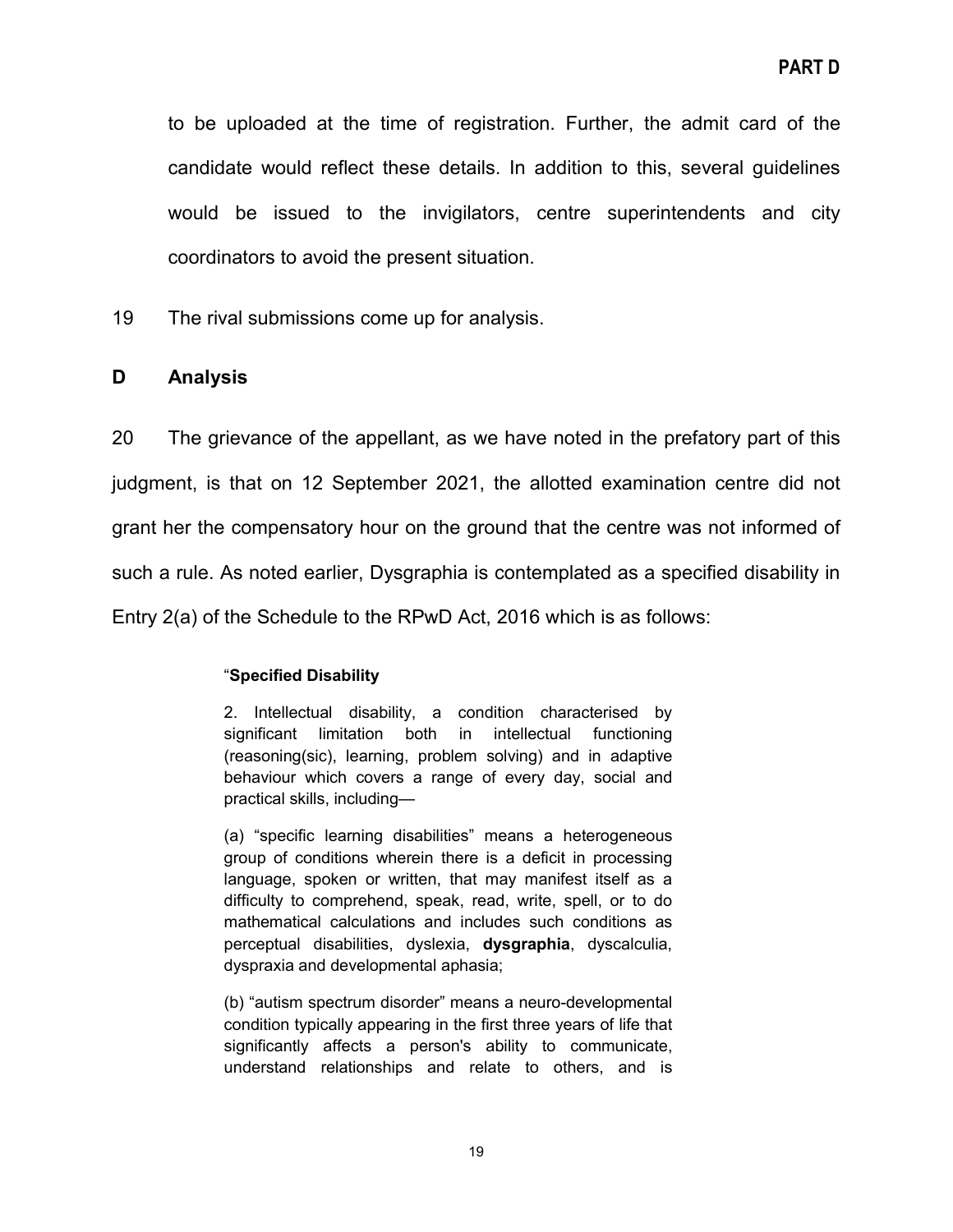to be uploaded at the time of registration. Further, the admit card of the candidate would reflect these details. In addition to this, several guidelines would be issued to the invigilators, centre superintendents and city coordinators to avoid the present situation.

19 The rival submissions come up for analysis.

## D Analysis

20 The grievance of the appellant, as we have noted in the prefatory part of this judgment, is that on 12 September 2021, the allotted examination centre did not grant her the compensatory hour on the ground that the centre was not informed of such a rule. As noted earlier, Dysgraphia is contemplated as a specified disability in Entry 2(a) of the Schedule to the RPwD Act, 2016 which is as follows:

> "**Specified Disability**
>
> 2. Intellectual disability, a condition characterised by significant limitation both in intellectual functioning (reasoning(sic), learning, problem solving) and in adaptive behaviour which covers a range of every day, social and practical skills, including—
>
> (a) "specific learning disabilities" means a heterogeneous group of conditions wherein there is a deficit in processing language, spoken or written, that may manifest itself as a difficulty to comprehend, speak, read, write, spell, or to do mathematical calculations and includes such conditions as perceptual disabilities, dyslexia, **dysgraphia**, dyscalculia, dyspraxia and developmental aphasia;
>
> (b) "autism spectrum disorder" means a neuro-developmental condition typically appearing in the first three years of life that significantly affects a person's ability to communicate, understand relationships and relate to others, and is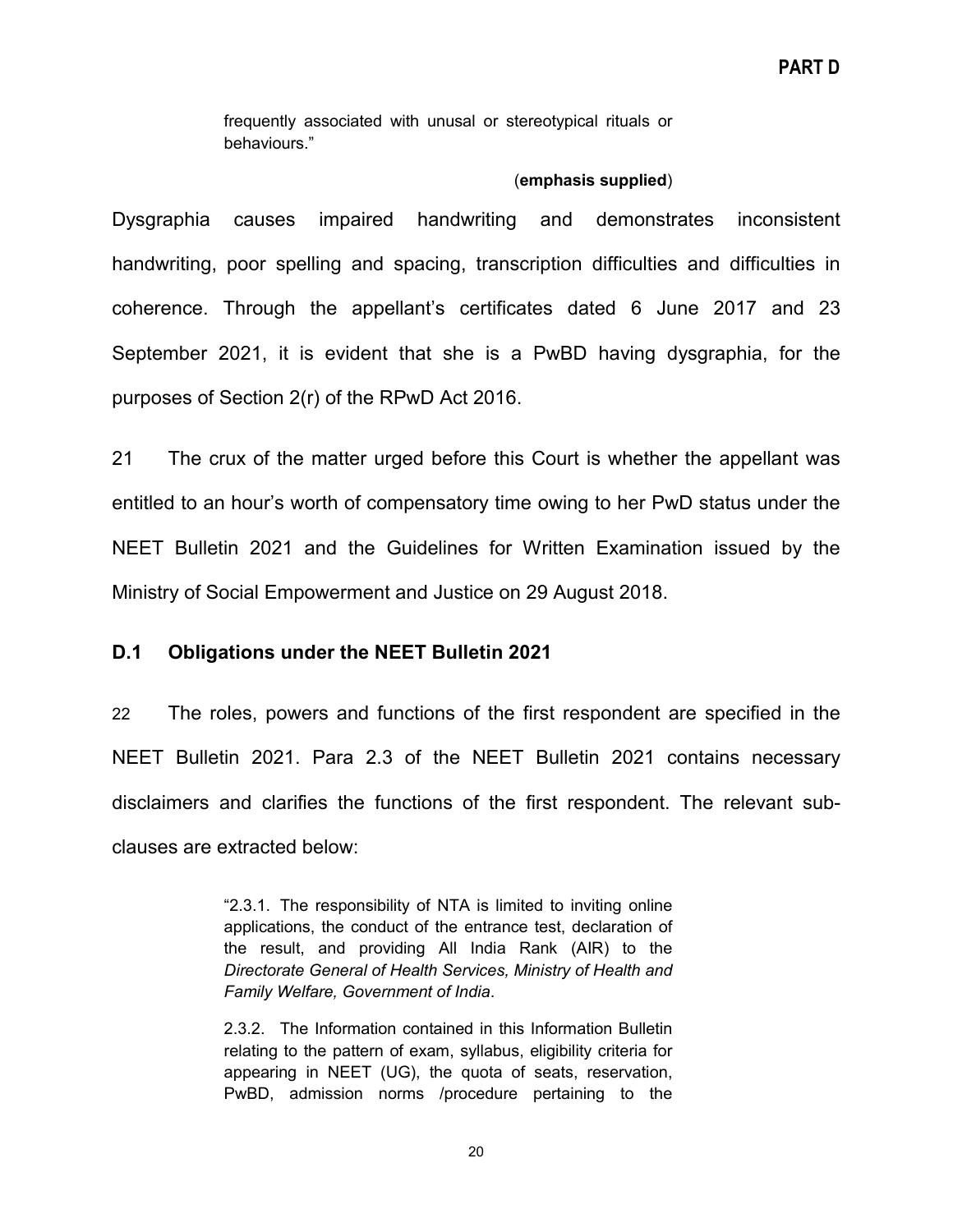> frequently associated with unusal or stereotypical rituals or behaviours."
>
> (**emphasis supplied**)

Dysgraphia causes impaired handwriting and demonstrates inconsistent handwriting, poor spelling and spacing, transcription difficulties and difficulties in coherence. Through the appellant's certificates dated 6 June 2017 and 23 September 2021, it is evident that she is a PwBD having dysgraphia, for the purposes of Section 2(r) of the RPwD Act 2016.

21 The crux of the matter urged before this Court is whether the appellant was entitled to an hour's worth of compensatory time owing to her PwD status under the NEET Bulletin 2021 and the Guidelines for Written Examination issued by the Ministry of Social Empowerment and Justice on 29 August 2018.

### D.1 Obligations under the NEET Bulletin 2021

22 The roles, powers and functions of the first respondent are specified in the NEET Bulletin 2021. Para 2.3 of the NEET Bulletin 2021 contains necessary disclaimers and clarifies the functions of the first respondent. The relevant sub-clauses are extracted below:

> "2.3.1. The responsibility of NTA is limited to inviting online applications, the conduct of the entrance test, declaration of the result, and providing All India Rank (AIR) to the *Directorate General of Health Services, Ministry of Health and Family Welfare, Government of India*.
>
> 2.3.2. The Information contained in this Information Bulletin relating to the pattern of exam, syllabus, eligibility criteria for appearing in NEET (UG), the quota of seats, reservation, PwBD, admission norms /procedure pertaining to the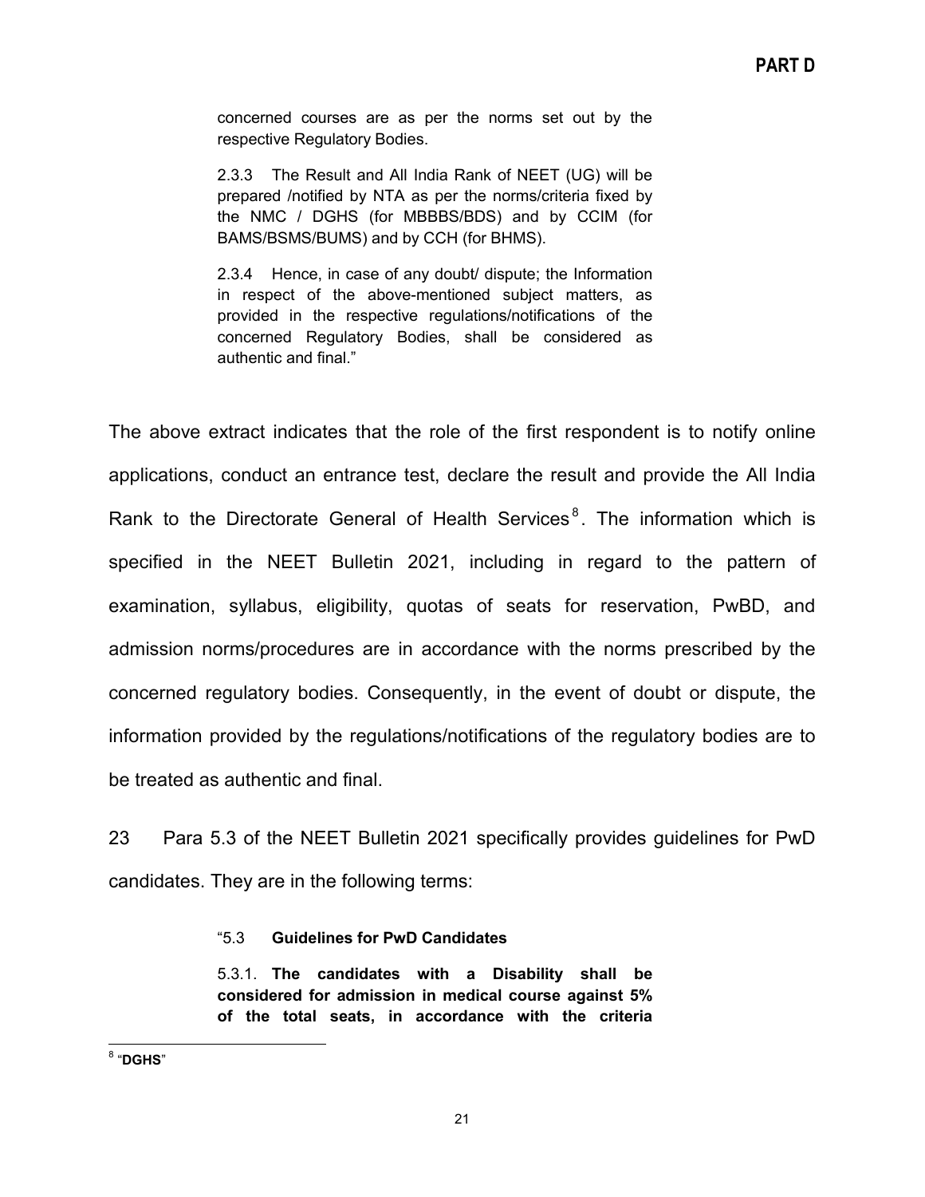> concerned courses are as per the norms set out by the respective Regulatory Bodies.
>
> 2.3.3 The Result and All India Rank of NEET (UG) will be prepared /notified by NTA as per the norms/criteria fixed by the NMC / DGHS (for MBBBS/BDS) and by CCIM (for BAMS/BSMS/BUMS) and by CCH (for BHMS).
>
> 2.3.4 Hence, in case of any doubt/ dispute; the Information in respect of the above-mentioned subject matters, as provided in the respective regulations/notifications of the concerned Regulatory Bodies, shall be considered as authentic and final."

The above extract indicates that the role of the first respondent is to notify online applications, conduct an entrance test, declare the result and provide the All India Rank to the Directorate General of Health Services[8]. The information which is specified in the NEET Bulletin 2021, including in regard to the pattern of examination, syllabus, eligibility, quotas of seats for reservation, PwBD, and admission norms/procedures are in accordance with the norms prescribed by the concerned regulatory bodies. Consequently, in the event of doubt or dispute, the information provided by the regulations/notifications of the regulatory bodies are to be treated as authentic and final.

23 Para 5.3 of the NEET Bulletin 2021 specifically provides guidelines for PwD candidates. They are in the following terms:

> "5.3 **Guidelines for PwD Candidates**
>
> 5.3.1. **The candidates with a Disability shall be considered for admission in medical course against 5% of the total seats, in accordance with the criteria**

---

[8] "**DGHS**"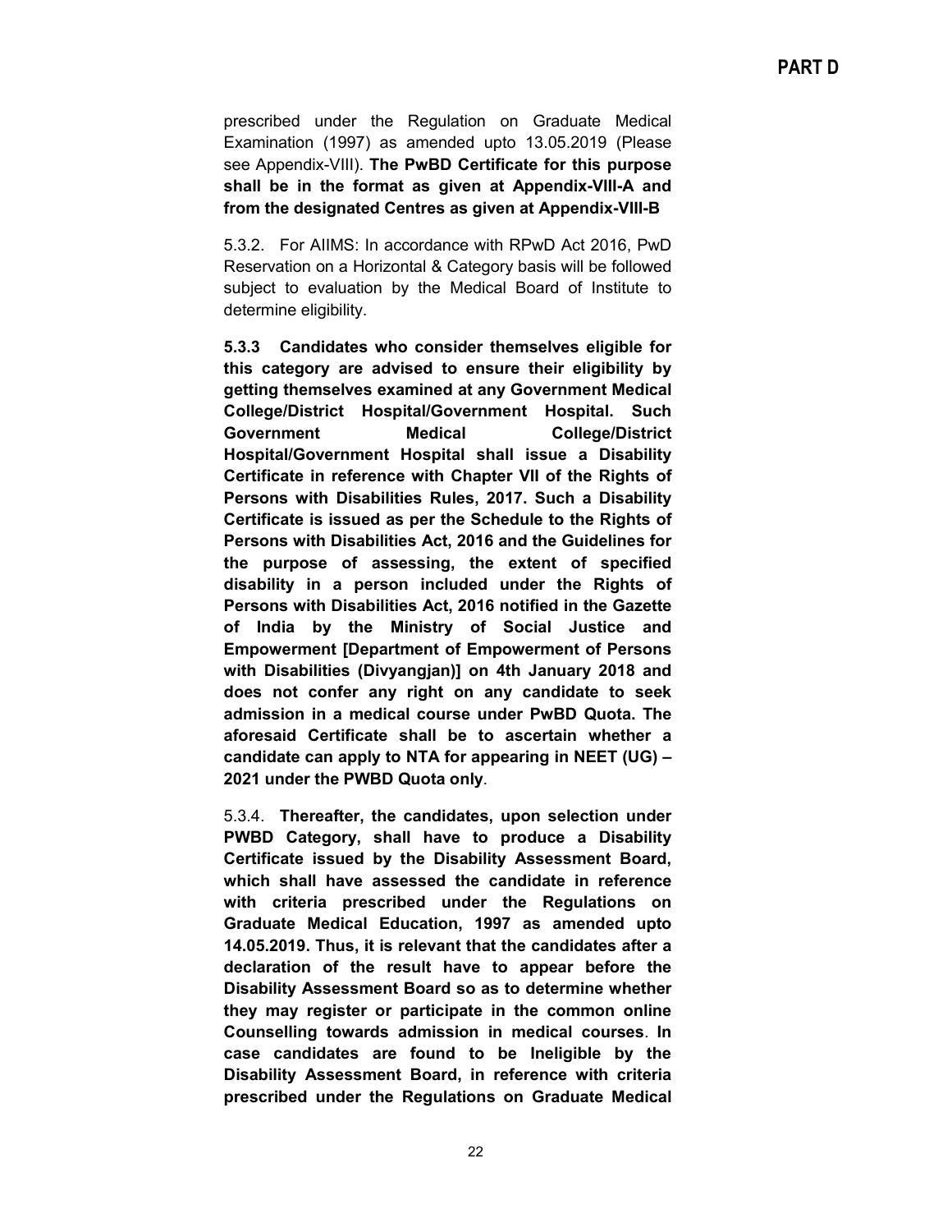prescribed under the Regulation on Graduate Medical Examination (1997) as amended upto 13.05.2019 (Please see Appendix-VIII). **The PwBD Certificate for this purpose shall be in the format as given at Appendix-VIII-A and from the designated Centres as given at Appendix-VIII-B**

5.3.2. For AIIMS: In accordance with RPwD Act 2016, PwD Reservation on a Horizontal & Category basis will be followed subject to evaluation by the Medical Board of Institute to determine eligibility.

**5.3.3 Candidates who consider themselves eligible for this category are advised to ensure their eligibility by getting themselves examined at any Government Medical College/District Hospital/Government Hospital. Such Government Medical College/District Hospital/Government Hospital shall issue a Disability Certificate in reference with Chapter VII of the Rights of Persons with Disabilities Rules, 2017. Such a Disability Certificate is issued as per the Schedule to the Rights of Persons with Disabilities Act, 2016 and the Guidelines for the purpose of assessing, the extent of specified disability in a person included under the Rights of Persons with Disabilities Act, 2016 notified in the Gazette of India by the Ministry of Social Justice and Empowerment [Department of Empowerment of Persons with Disabilities (Divyangjan)] on 4th January 2018 and does not confer any right on any candidate to seek admission in a medical course under PwBD Quota. The aforesaid Certificate shall be to ascertain whether a candidate can apply to NTA for appearing in NEET (UG) – 2021 under the PWBD Quota only**.

5.3.4. **Thereafter, the candidates, upon selection under PWBD Category, shall have to produce a Disability Certificate issued by the Disability Assessment Board, which shall have assessed the candidate in reference with criteria prescribed under the Regulations on Graduate Medical Education, 1997 as amended upto 14.05.2019. Thus, it is relevant that the candidates after a declaration of the result have to appear before the Disability Assessment Board so as to determine whether they may register or participate in the common online Counselling towards admission in medical courses**. **In case candidates are found to be Ineligible by the Disability Assessment Board, in reference with criteria prescribed under the Regulations on Graduate Medical**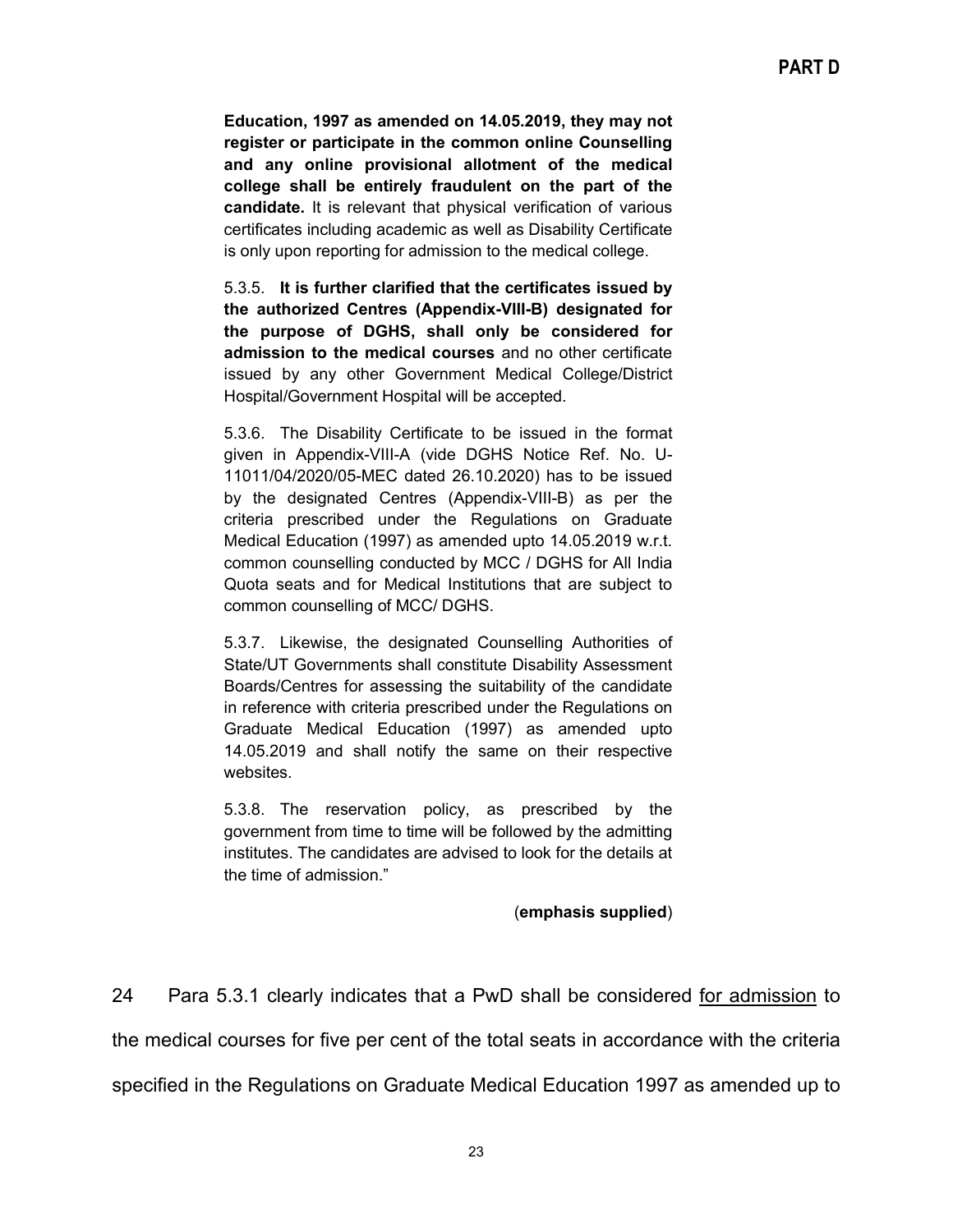**Education, 1997 as amended on 14.05.2019, they may not register or participate in the common online Counselling and any online provisional allotment of the medical college shall be entirely fraudulent on the part of the candidate.** It is relevant that physical verification of various certificates including academic as well as Disability Certificate is only upon reporting for admission to the medical college.

5.3.5. **It is further clarified that the certificates issued by the authorized Centres (Appendix-VIII-B) designated for the purpose of DGHS, shall only be considered for admission to the medical courses** and no other certificate issued by any other Government Medical College/District Hospital/Government Hospital will be accepted.

5.3.6. The Disability Certificate to be issued in the format given in Appendix-VIII-A (vide DGHS Notice Ref. No. U-11011/04/2020/05-MEC dated 26.10.2020) has to be issued by the designated Centres (Appendix-VIII-B) as per the criteria prescribed under the Regulations on Graduate Medical Education (1997) as amended upto 14.05.2019 w.r.t. common counselling conducted by MCC / DGHS for All India Quota seats and for Medical Institutions that are subject to common counselling of MCC/ DGHS.

5.3.7. Likewise, the designated Counselling Authorities of State/UT Governments shall constitute Disability Assessment Boards/Centres for assessing the suitability of the candidate in reference with criteria prescribed under the Regulations on Graduate Medical Education (1997) as amended upto 14.05.2019 and shall notify the same on their respective websites.

5.3.8. The reservation policy, as prescribed by the government from time to time will be followed by the admitting institutes. The candidates are advised to look for the details at the time of admission."

(**emphasis supplied**)

24 Para 5.3.1 clearly indicates that a PwD shall be considered <u>for admission</u> to the medical courses for five per cent of the total seats in accordance with the criteria specified in the Regulations on Graduate Medical Education 1997 as amended up to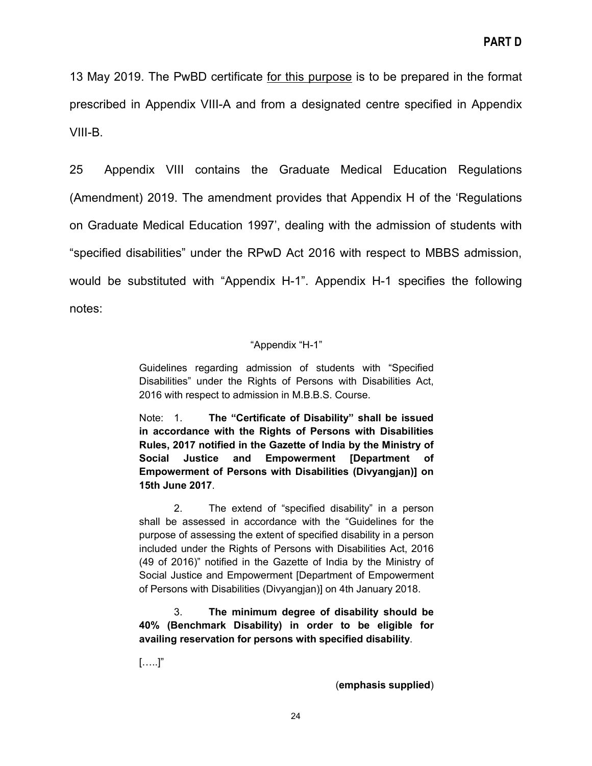13 May 2019. The PwBD certificate <u>for this purpose</u> is to be prepared in the format prescribed in Appendix VIII-A and from a designated centre specified in Appendix VIII-B.

25 Appendix VIII contains the Graduate Medical Education Regulations (Amendment) 2019. The amendment provides that Appendix H of the 'Regulations on Graduate Medical Education 1997', dealing with the admission of students with "specified disabilities" under the RPwD Act 2016 with respect to MBBS admission, would be substituted with "Appendix H-1". Appendix H-1 specifies the following notes:

> "Appendix "H-1"
>
> Guidelines regarding admission of students with "Specified Disabilities" under the Rights of Persons with Disabilities Act, 2016 with respect to admission in M.B.B.S. Course.
>
> Note: 1. **The "Certificate of Disability" shall be issued in accordance with the Rights of Persons with Disabilities Rules, 2017 notified in the Gazette of India by the Ministry of Social Justice and Empowerment [Department of Empowerment of Persons with Disabilities (Divyangjan)] on 15th June 2017**.
>
> 2. The extend of "specified disability" in a person shall be assessed in accordance with the "Guidelines for the purpose of assessing the extent of specified disability in a person included under the Rights of Persons with Disabilities Act, 2016 (49 of 2016)" notified in the Gazette of India by the Ministry of Social Justice and Empowerment [Department of Empowerment of Persons with Disabilities (Divyangjan)] on 4th January 2018.
>
> 3. **The minimum degree of disability should be 40% (Benchmark Disability) in order to be eligible for availing reservation for persons with specified disability**.
>
> [.....]"
>
> (**emphasis supplied**)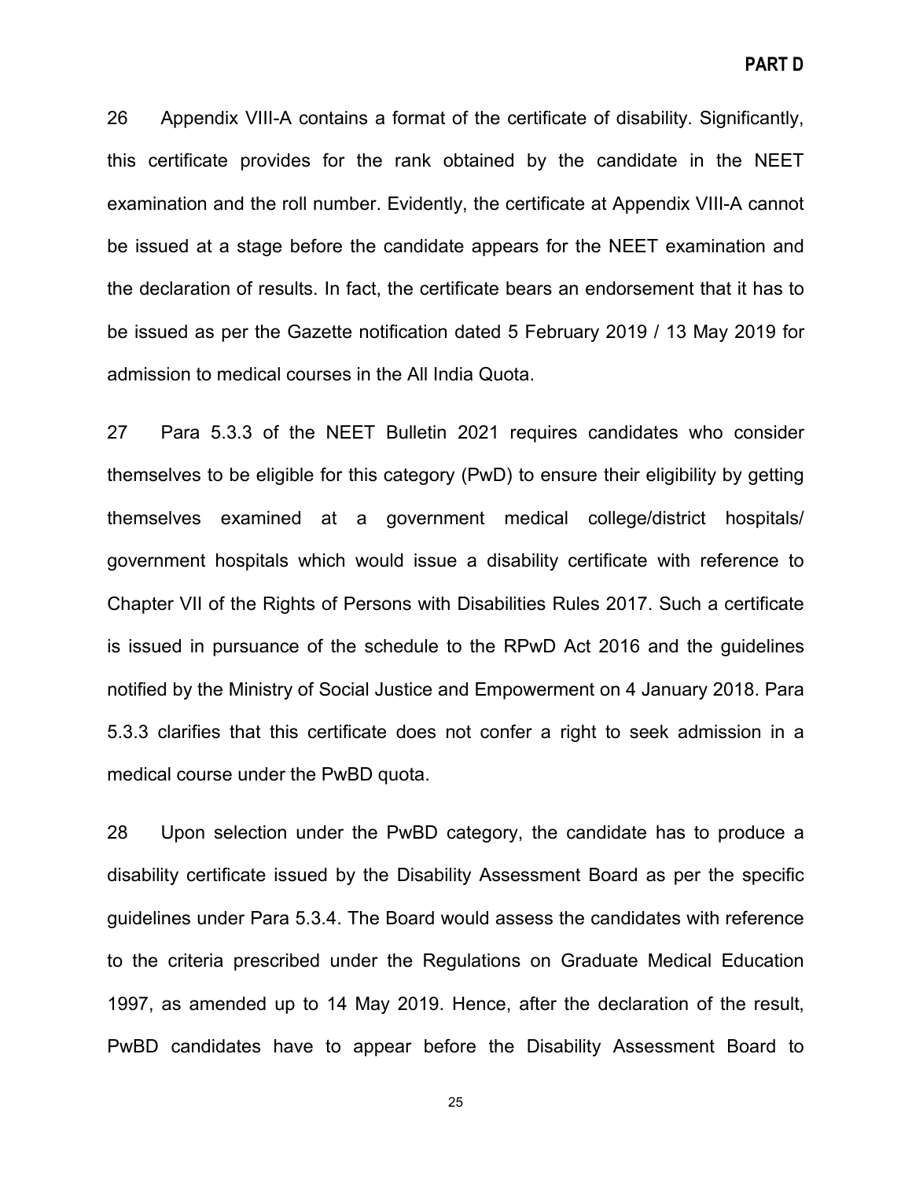26 Appendix VIII-A contains a format of the certificate of disability. Significantly, this certificate provides for the rank obtained by the candidate in the NEET examination and the roll number. Evidently, the certificate at Appendix VIII-A cannot be issued at a stage before the candidate appears for the NEET examination and the declaration of results. In fact, the certificate bears an endorsement that it has to be issued as per the Gazette notification dated 5 February 2019 / 13 May 2019 for admission to medical courses in the All India Quota.

27 Para 5.3.3 of the NEET Bulletin 2021 requires candidates who consider themselves to be eligible for this category (PwD) to ensure their eligibility by getting themselves examined at a government medical college/district hospitals/ government hospitals which would issue a disability certificate with reference to Chapter VII of the Rights of Persons with Disabilities Rules 2017. Such a certificate is issued in pursuance of the schedule to the RPwD Act 2016 and the guidelines notified by the Ministry of Social Justice and Empowerment on 4 January 2018. Para 5.3.3 clarifies that this certificate does not confer a right to seek admission in a medical course under the PwBD quota.

28 Upon selection under the PwBD category, the candidate has to produce a disability certificate issued by the Disability Assessment Board as per the specific guidelines under Para 5.3.4. The Board would assess the candidates with reference to the criteria prescribed under the Regulations on Graduate Medical Education 1997, as amended up to 14 May 2019. Hence, after the declaration of the result, PwBD candidates have to appear before the Disability Assessment Board to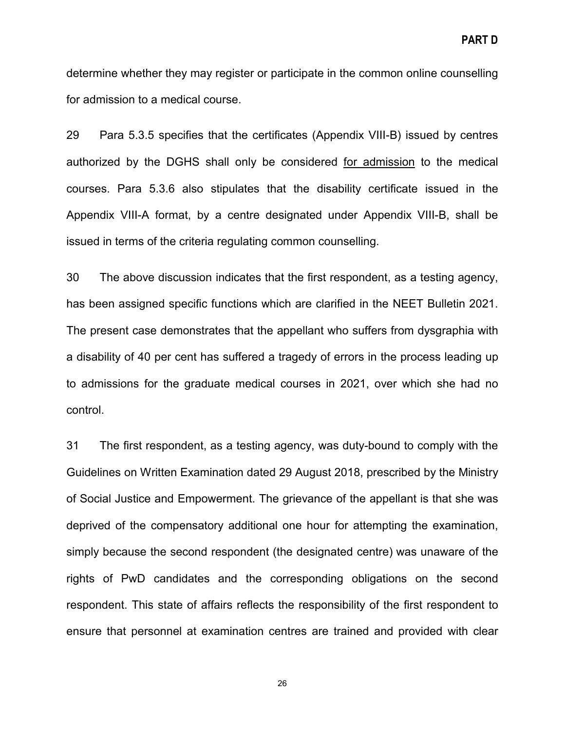determine whether they may register or participate in the common online counselling for admission to a medical course.

29 Para 5.3.5 specifies that the certificates (Appendix VIII-B) issued by centres authorized by the DGHS shall only be considered for admission to the medical courses. Para 5.3.6 also stipulates that the disability certificate issued in the Appendix VIII-A format, by a centre designated under Appendix VIII-B, shall be issued in terms of the criteria regulating common counselling.

30 The above discussion indicates that the first respondent, as a testing agency, has been assigned specific functions which are clarified in the NEET Bulletin 2021. The present case demonstrates that the appellant who suffers from dysgraphia with a disability of 40 per cent has suffered a tragedy of errors in the process leading up to admissions for the graduate medical courses in 2021, over which she had no control.

31 The first respondent, as a testing agency, was duty-bound to comply with the Guidelines on Written Examination dated 29 August 2018, prescribed by the Ministry of Social Justice and Empowerment. The grievance of the appellant is that she was deprived of the compensatory additional one hour for attempting the examination, simply because the second respondent (the designated centre) was unaware of the rights of PwD candidates and the corresponding obligations on the second respondent. This state of affairs reflects the responsibility of the first respondent to ensure that personnel at examination centres are trained and provided with clear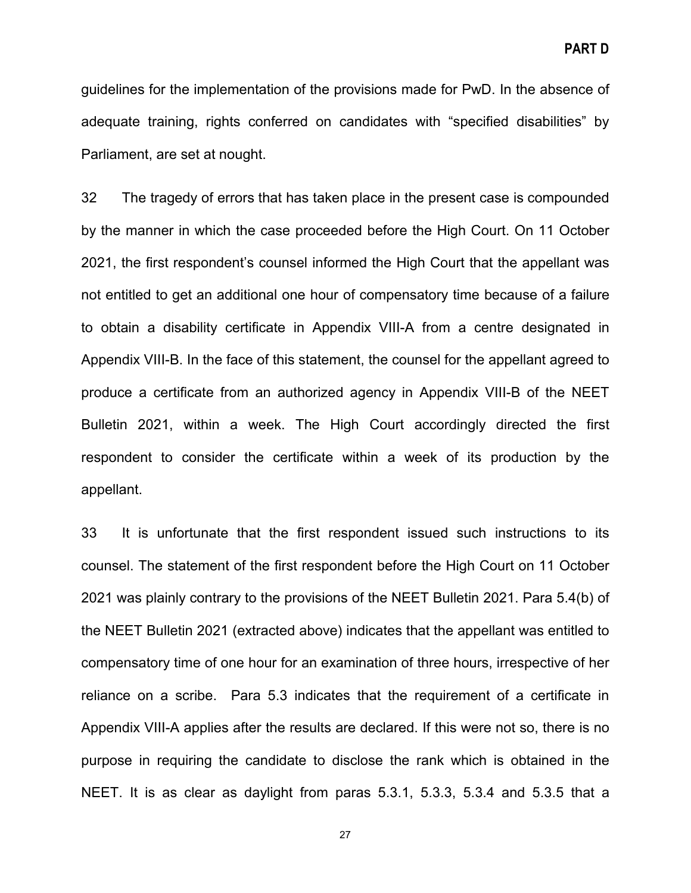guidelines for the implementation of the provisions made for PwD. In the absence of adequate training, rights conferred on candidates with "specified disabilities" by Parliament, are set at nought.

32 The tragedy of errors that has taken place in the present case is compounded by the manner in which the case proceeded before the High Court. On 11 October 2021, the first respondent's counsel informed the High Court that the appellant was not entitled to get an additional one hour of compensatory time because of a failure to obtain a disability certificate in Appendix VIII-A from a centre designated in Appendix VIII-B. In the face of this statement, the counsel for the appellant agreed to produce a certificate from an authorized agency in Appendix VIII-B of the NEET Bulletin 2021, within a week. The High Court accordingly directed the first respondent to consider the certificate within a week of its production by the appellant.

33 It is unfortunate that the first respondent issued such instructions to its counsel. The statement of the first respondent before the High Court on 11 October 2021 was plainly contrary to the provisions of the NEET Bulletin 2021. Para 5.4(b) of the NEET Bulletin 2021 (extracted above) indicates that the appellant was entitled to compensatory time of one hour for an examination of three hours, irrespective of her reliance on a scribe. Para 5.3 indicates that the requirement of a certificate in Appendix VIII-A applies after the results are declared. If this were not so, there is no purpose in requiring the candidate to disclose the rank which is obtained in the NEET. It is as clear as daylight from paras 5.3.1, 5.3.3, 5.3.4 and 5.3.5 that a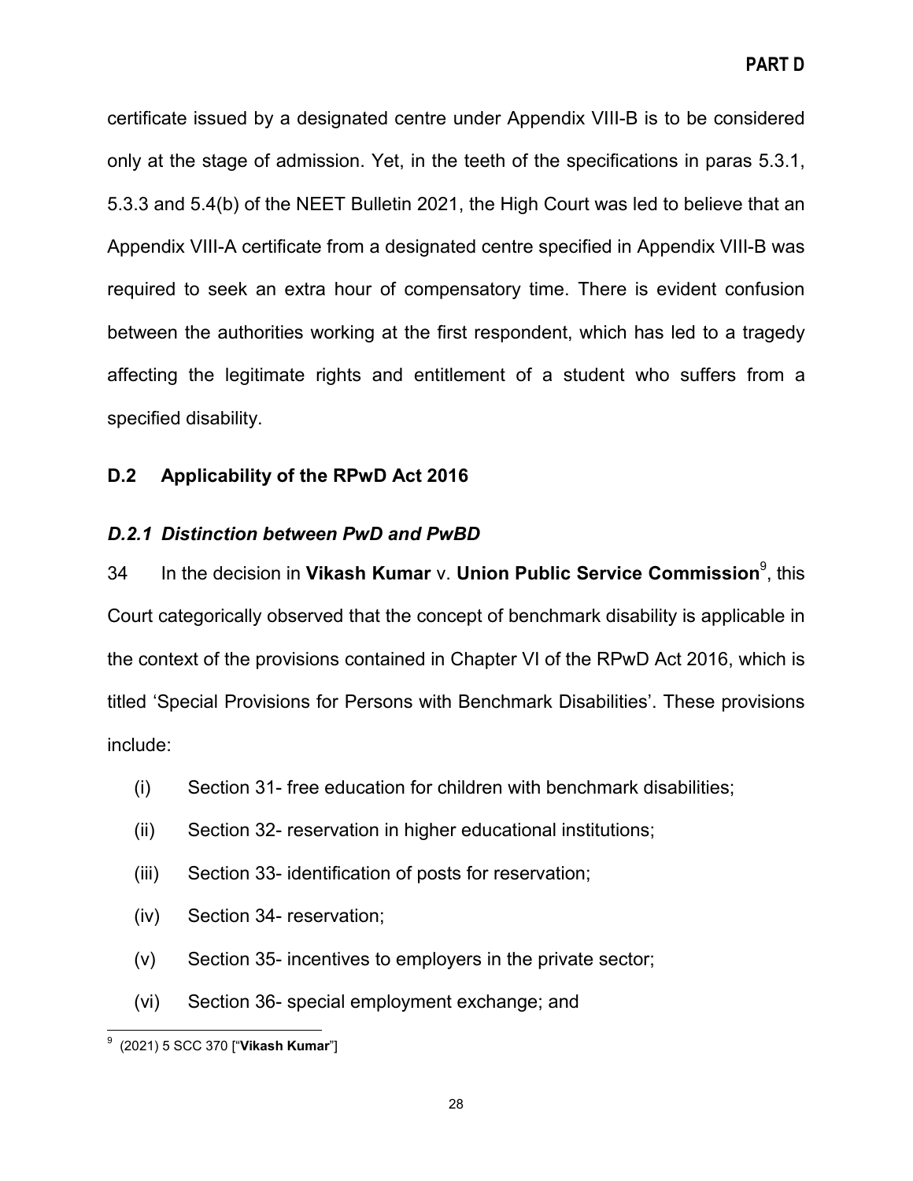certificate issued by a designated centre under Appendix VIII-B is to be considered only at the stage of admission. Yet, in the teeth of the specifications in paras 5.3.1, 5.3.3 and 5.4(b) of the NEET Bulletin 2021, the High Court was led to believe that an Appendix VIII-A certificate from a designated centre specified in Appendix VIII-B was required to seek an extra hour of compensatory time. There is evident confusion between the authorities working at the first respondent, which has led to a tragedy affecting the legitimate rights and entitlement of a student who suffers from a specified disability.

## D.2 Applicability of the RPwD Act 2016

### *D.2.1 Distinction between PwD and PwBD*

34 In the decision in **Vikash Kumar** v. **Union Public Service Commission**[9], this Court categorically observed that the concept of benchmark disability is applicable in the context of the provisions contained in Chapter VI of the RPwD Act 2016, which is titled 'Special Provisions for Persons with Benchmark Disabilities'. These provisions include:

(i) Section 31- free education for children with benchmark disabilities;

(ii) Section 32- reservation in higher educational institutions;

(iii) Section 33- identification of posts for reservation;

(iv) Section 34- reservation;

(v) Section 35- incentives to employers in the private sector;

(vi) Section 36- special employment exchange; and

---

[9] (2021) 5 SCC 370 ["**Vikash Kumar**"]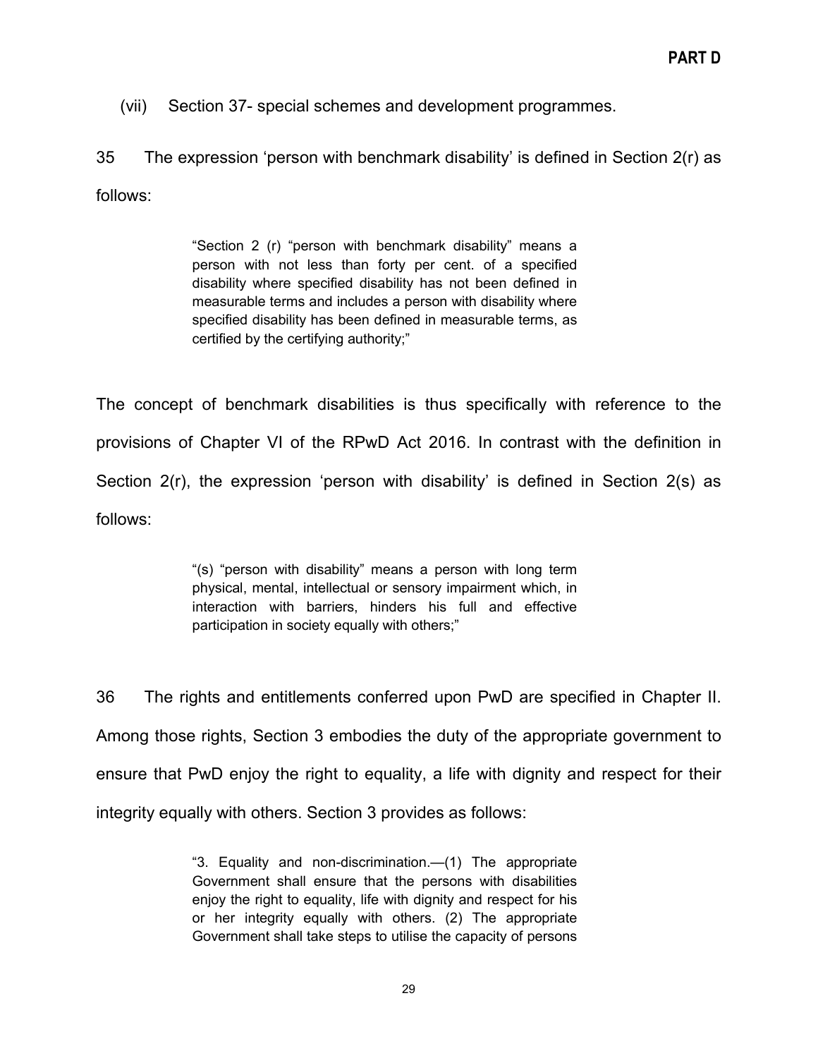(vii) Section 37- special schemes and development programmes.

35 The expression 'person with benchmark disability' is defined in Section 2(r) as follows:

> "Section 2 (r) "person with benchmark disability" means a person with not less than forty per cent. of a specified disability where specified disability has not been defined in measurable terms and includes a person with disability where specified disability has been defined in measurable terms, as certified by the certifying authority;"

The concept of benchmark disabilities is thus specifically with reference to the provisions of Chapter VI of the RPwD Act 2016. In contrast with the definition in Section 2(r), the expression 'person with disability' is defined in Section 2(s) as follows:

> "(s) "person with disability" means a person with long term physical, mental, intellectual or sensory impairment which, in interaction with barriers, hinders his full and effective participation in society equally with others;"

36 The rights and entitlements conferred upon PwD are specified in Chapter II. Among those rights, Section 3 embodies the duty of the appropriate government to ensure that PwD enjoy the right to equality, a life with dignity and respect for their integrity equally with others. Section 3 provides as follows:

> "3. Equality and non-discrimination.—(1) The appropriate Government shall ensure that the persons with disabilities enjoy the right to equality, life with dignity and respect for his or her integrity equally with others. (2) The appropriate Government shall take steps to utilise the capacity of persons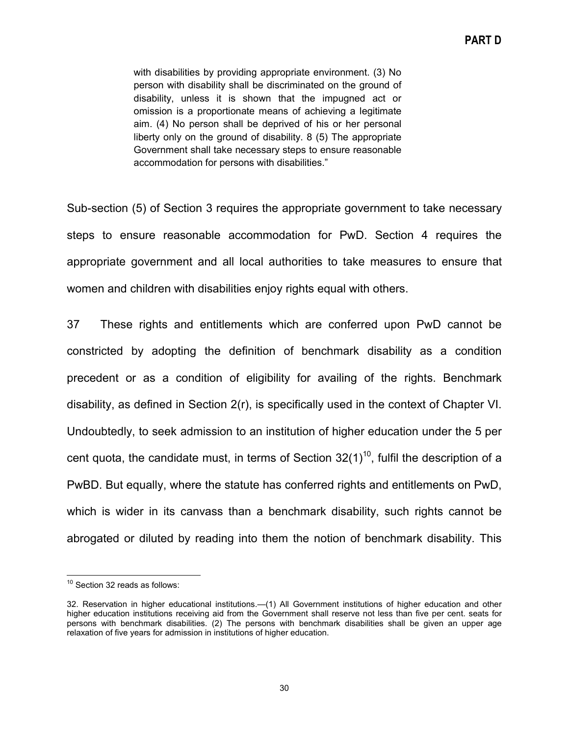with disabilities by providing appropriate environment. (3) No person with disability shall be discriminated on the ground of disability, unless it is shown that the impugned act or omission is a proportionate means of achieving a legitimate aim. (4) No person shall be deprived of his or her personal liberty only on the ground of disability. 8 (5) The appropriate Government shall take necessary steps to ensure reasonable accommodation for persons with disabilities."

Sub-section (5) of Section 3 requires the appropriate government to take necessary steps to ensure reasonable accommodation for PwD. Section 4 requires the appropriate government and all local authorities to take measures to ensure that women and children with disabilities enjoy rights equal with others.

37 These rights and entitlements which are conferred upon PwD cannot be constricted by adopting the definition of benchmark disability as a condition precedent or as a condition of eligibility for availing of the rights. Benchmark disability, as defined in Section 2(r), is specifically used in the context of Chapter VI. Undoubtedly, to seek admission to an institution of higher education under the 5 per cent quota, the candidate must, in terms of Section 32(1)[10], fulfil the description of a PwBD. But equally, where the statute has conferred rights and entitlements on PwD, which is wider in its canvass than a benchmark disability, such rights cannot be abrogated or diluted by reading into them the notion of benchmark disability. This

---

[10] Section 32 reads as follows:

32. Reservation in higher educational institutions.—(1) All Government institutions of higher education and other higher education institutions receiving aid from the Government shall reserve not less than five per cent. seats for persons with benchmark disabilities. (2) The persons with benchmark disabilities shall be given an upper age relaxation of five years for admission in institutions of higher education.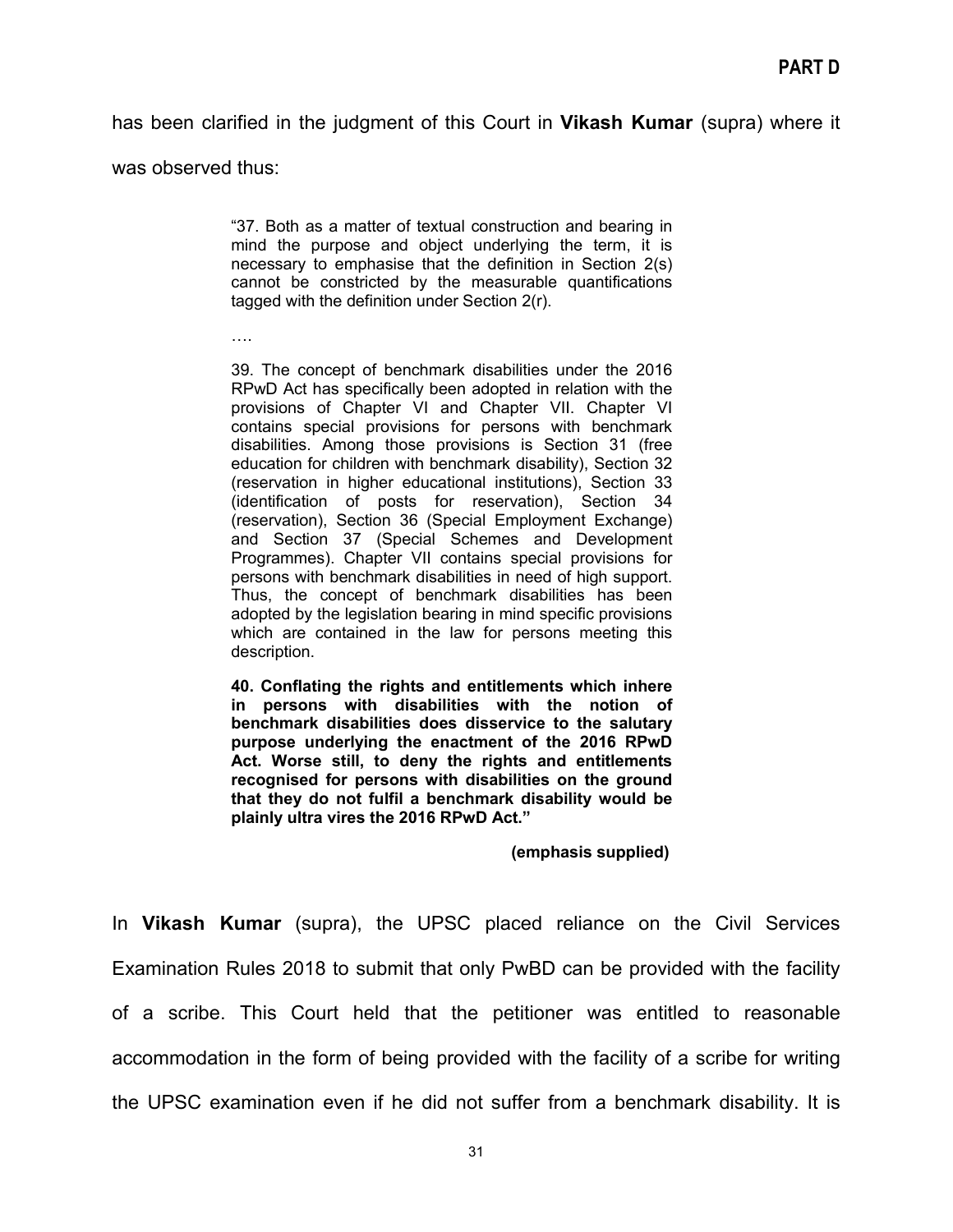has been clarified in the judgment of this Court in **Vikash Kumar** (supra) where it was observed thus:

> "37. Both as a matter of textual construction and bearing in mind the purpose and object underlying the term, it is necessary to emphasise that the definition in Section 2(s) cannot be constricted by the measurable quantifications tagged with the definition under Section 2(r).
>
> ….
>
> 39. The concept of benchmark disabilities under the 2016 RPwD Act has specifically been adopted in relation with the provisions of Chapter VI and Chapter VII. Chapter VI contains special provisions for persons with benchmark disabilities. Among those provisions is Section 31 (free education for children with benchmark disability), Section 32 (reservation in higher educational institutions), Section 33 (identification of posts for reservation), Section 34 (reservation), Section 36 (Special Employment Exchange) and Section 37 (Special Schemes and Development Programmes). Chapter VII contains special provisions for persons with benchmark disabilities in need of high support. Thus, the concept of benchmark disabilities has been adopted by the legislation bearing in mind specific provisions which are contained in the law for persons meeting this description.
>
> **40. Conflating the rights and entitlements which inhere in persons with disabilities with the notion of benchmark disabilities does disservice to the salutary purpose underlying the enactment of the 2016 RPwD Act. Worse still, to deny the rights and entitlements recognised for persons with disabilities on the ground that they do not fulfil a benchmark disability would be plainly ultra vires the 2016 RPwD Act."**
>
> **(emphasis supplied)**

In **Vikash Kumar** (supra), the UPSC placed reliance on the Civil Services Examination Rules 2018 to submit that only PwBD can be provided with the facility of a scribe. This Court held that the petitioner was entitled to reasonable accommodation in the form of being provided with the facility of a scribe for writing the UPSC examination even if he did not suffer from a benchmark disability. It is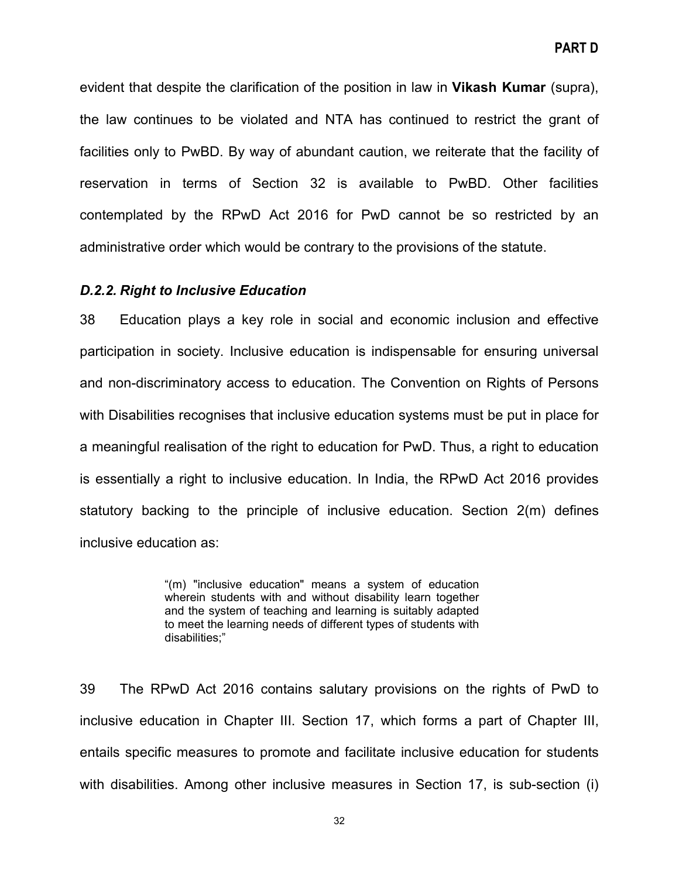evident that despite the clarification of the position in law in **Vikash Kumar** (supra), the law continues to be violated and NTA has continued to restrict the grant of facilities only to PwBD. By way of abundant caution, we reiterate that the facility of reservation in terms of Section 32 is available to PwBD. Other facilities contemplated by the RPwD Act 2016 for PwD cannot be so restricted by an administrative order which would be contrary to the provisions of the statute.

### *D.2.2. Right to Inclusive Education*

38 Education plays a key role in social and economic inclusion and effective participation in society. Inclusive education is indispensable for ensuring universal and non-discriminatory access to education. The Convention on Rights of Persons with Disabilities recognises that inclusive education systems must be put in place for a meaningful realisation of the right to education for PwD. Thus, a right to education is essentially a right to inclusive education. In India, the RPwD Act 2016 provides statutory backing to the principle of inclusive education. Section 2(m) defines inclusive education as:

> "(m) "inclusive education" means a system of education wherein students with and without disability learn together and the system of teaching and learning is suitably adapted to meet the learning needs of different types of students with disabilities;"

39 The RPwD Act 2016 contains salutary provisions on the rights of PwD to inclusive education in Chapter III. Section 17, which forms a part of Chapter III, entails specific measures to promote and facilitate inclusive education for students with disabilities. Among other inclusive measures in Section 17, is sub-section (i)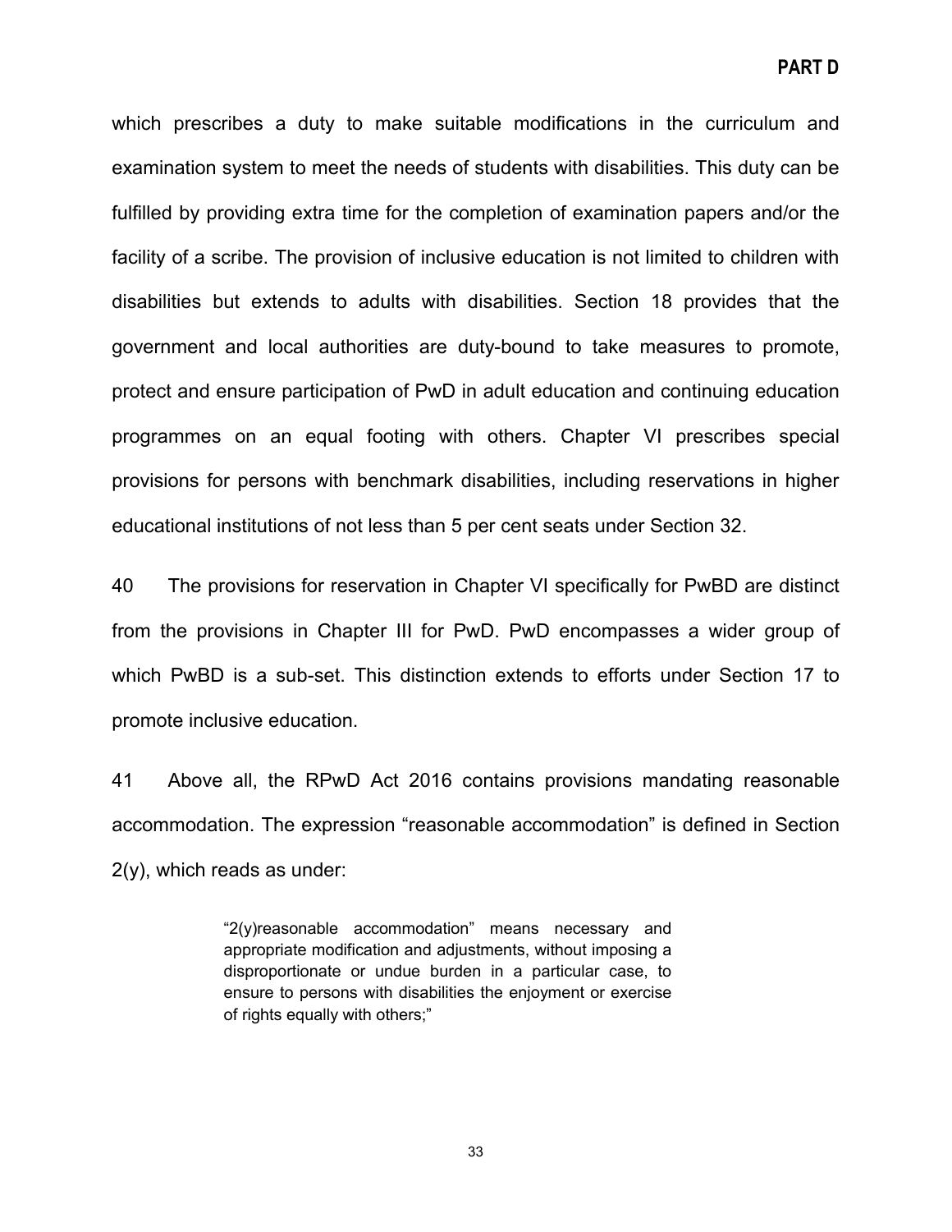which prescribes a duty to make suitable modifications in the curriculum and examination system to meet the needs of students with disabilities. This duty can be fulfilled by providing extra time for the completion of examination papers and/or the facility of a scribe. The provision of inclusive education is not limited to children with disabilities but extends to adults with disabilities. Section 18 provides that the government and local authorities are duty-bound to take measures to promote, protect and ensure participation of PwD in adult education and continuing education programmes on an equal footing with others. Chapter VI prescribes special provisions for persons with benchmark disabilities, including reservations in higher educational institutions of not less than 5 per cent seats under Section 32.

40 The provisions for reservation in Chapter VI specifically for PwBD are distinct from the provisions in Chapter III for PwD. PwD encompasses a wider group of which PwBD is a sub-set. This distinction extends to efforts under Section 17 to promote inclusive education.

41 Above all, the RPwD Act 2016 contains provisions mandating reasonable accommodation. The expression "reasonable accommodation" is defined in Section 2(y), which reads as under:

> "2(y)reasonable accommodation" means necessary and appropriate modification and adjustments, without imposing a disproportionate or undue burden in a particular case, to ensure to persons with disabilities the enjoyment or exercise of rights equally with others;"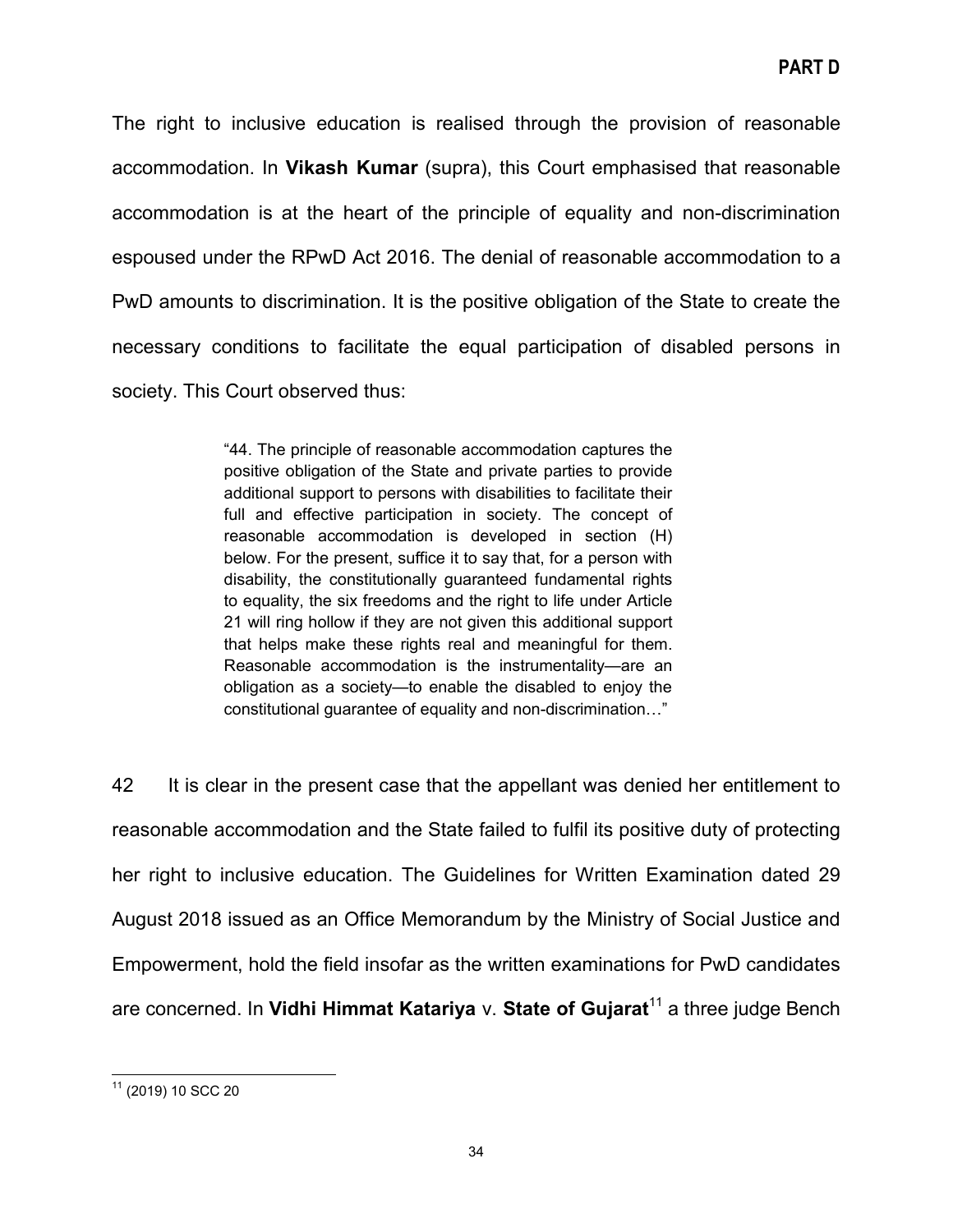The right to inclusive education is realised through the provision of reasonable accommodation. In **Vikash Kumar** (supra), this Court emphasised that reasonable accommodation is at the heart of the principle of equality and non-discrimination espoused under the RPwD Act 2016. The denial of reasonable accommodation to a PwD amounts to discrimination. It is the positive obligation of the State to create the necessary conditions to facilitate the equal participation of disabled persons in society. This Court observed thus:

> "44. The principle of reasonable accommodation captures the positive obligation of the State and private parties to provide additional support to persons with disabilities to facilitate their full and effective participation in society. The concept of reasonable accommodation is developed in section (H) below. For the present, suffice it to say that, for a person with disability, the constitutionally guaranteed fundamental rights to equality, the six freedoms and the right to life under Article 21 will ring hollow if they are not given this additional support that helps make these rights real and meaningful for them. Reasonable accommodation is the instrumentality—are an obligation as a society—to enable the disabled to enjoy the constitutional guarantee of equality and non-discrimination…"

42 It is clear in the present case that the appellant was denied her entitlement to reasonable accommodation and the State failed to fulfil its positive duty of protecting her right to inclusive education. The Guidelines for Written Examination dated 29 August 2018 issued as an Office Memorandum by the Ministry of Social Justice and Empowerment, hold the field insofar as the written examinations for PwD candidates are concerned. In **Vidhi Himmat Katariya** v. **State of Gujarat**[11] a three judge Bench

[11] (2019) 10 SCC 20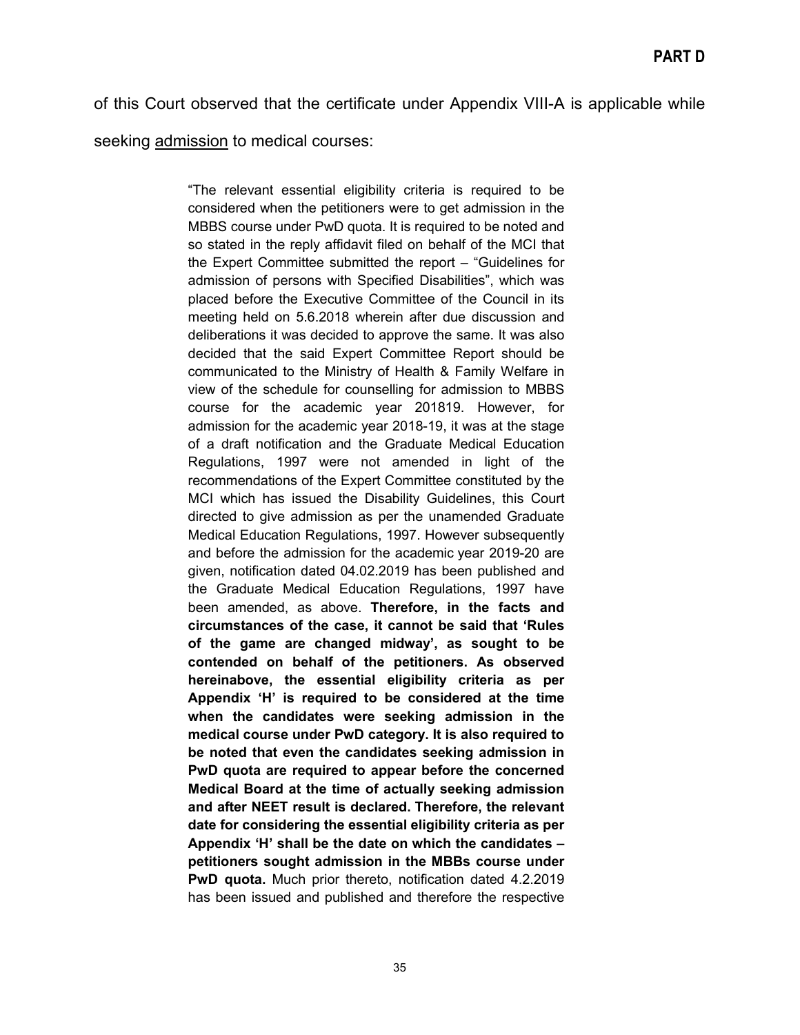of this Court observed that the certificate under Appendix VIII-A is applicable while seeking admission to medical courses:

> "The relevant essential eligibility criteria is required to be considered when the petitioners were to get admission in the MBBS course under PwD quota. It is required to be noted and so stated in the reply affidavit filed on behalf of the MCI that the Expert Committee submitted the report – "Guidelines for admission of persons with Specified Disabilities", which was placed before the Executive Committee of the Council in its meeting held on 5.6.2018 wherein after due discussion and deliberations it was decided to approve the same. It was also decided that the said Expert Committee Report should be communicated to the Ministry of Health & Family Welfare in view of the schedule for counselling for admission to MBBS course for the academic year 201819. However, for admission for the academic year 2018-19, it was at the stage of a draft notification and the Graduate Medical Education Regulations, 1997 were not amended in light of the recommendations of the Expert Committee constituted by the MCI which has issued the Disability Guidelines, this Court directed to give admission as per the unamended Graduate Medical Education Regulations, 1997. However subsequently and before the admission for the academic year 2019-20 are given, notification dated 04.02.2019 has been published and the Graduate Medical Education Regulations, 1997 have been amended, as above. **Therefore, in the facts and circumstances of the case, it cannot be said that 'Rules of the game are changed midway', as sought to be contended on behalf of the petitioners. As observed hereinabove, the essential eligibility criteria as per Appendix 'H' is required to be considered at the time when the candidates were seeking admission in the medical course under PwD category. It is also required to be noted that even the candidates seeking admission in PwD quota are required to appear before the concerned Medical Board at the time of actually seeking admission and after NEET result is declared. Therefore, the relevant date for considering the essential eligibility criteria as per Appendix 'H' shall be the date on which the candidates – petitioners sought admission in the MBBs course under PwD quota.** Much prior thereto, notification dated 4.2.2019 has been issued and published and therefore the respective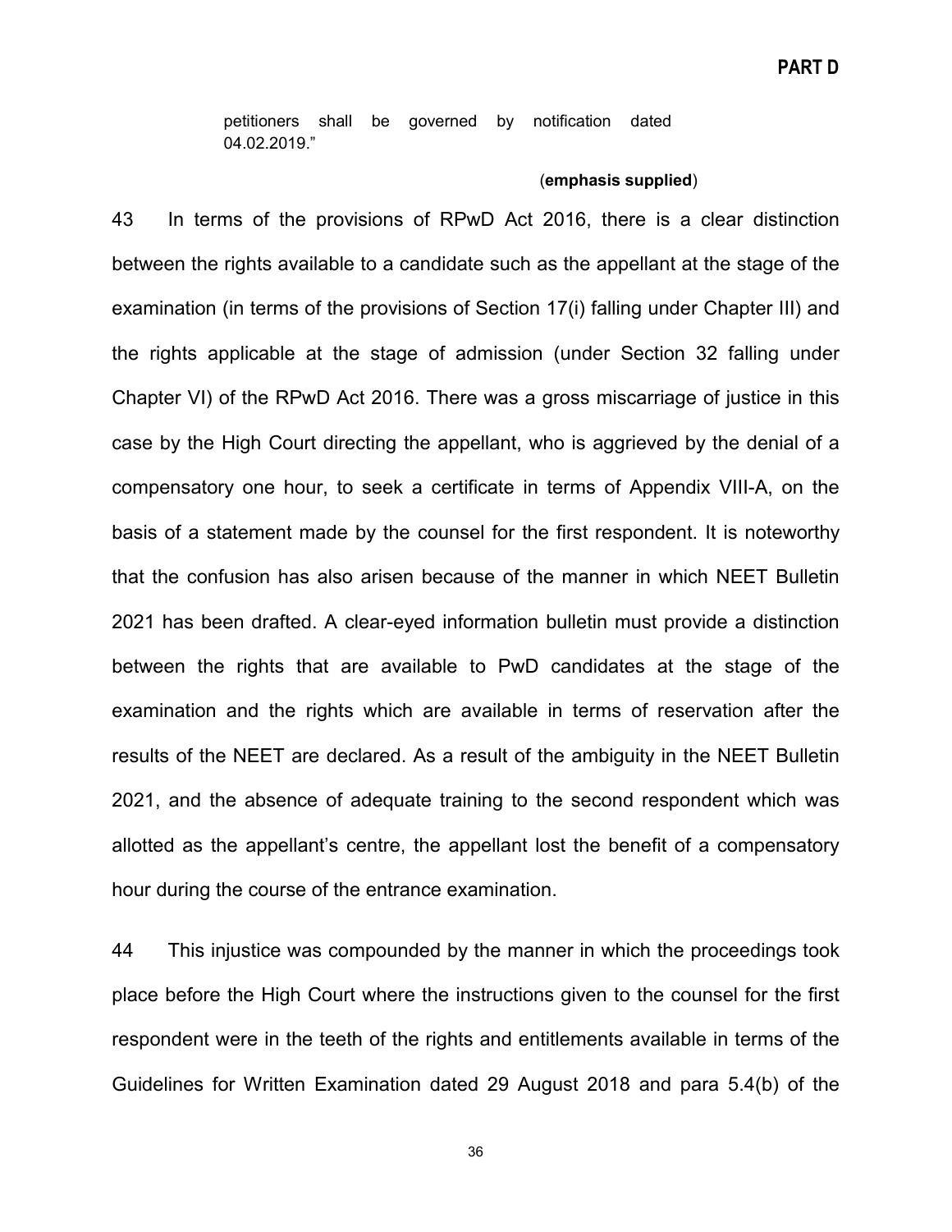> petitioners shall be governed by notification dated 04.02.2019."

(**emphasis supplied**)

43 In terms of the provisions of RPwD Act 2016, there is a clear distinction between the rights available to a candidate such as the appellant at the stage of the examination (in terms of the provisions of Section 17(i) falling under Chapter III) and the rights applicable at the stage of admission (under Section 32 falling under Chapter VI) of the RPwD Act 2016. There was a gross miscarriage of justice in this case by the High Court directing the appellant, who is aggrieved by the denial of a compensatory one hour, to seek a certificate in terms of Appendix VIII-A, on the basis of a statement made by the counsel for the first respondent. It is noteworthy that the confusion has also arisen because of the manner in which NEET Bulletin 2021 has been drafted. A clear-eyed information bulletin must provide a distinction between the rights that are available to PwD candidates at the stage of the examination and the rights which are available in terms of reservation after the results of the NEET are declared. As a result of the ambiguity in the NEET Bulletin 2021, and the absence of adequate training to the second respondent which was allotted as the appellant's centre, the appellant lost the benefit of a compensatory hour during the course of the entrance examination.

44 This injustice was compounded by the manner in which the proceedings took place before the High Court where the instructions given to the counsel for the first respondent were in the teeth of the rights and entitlements available in terms of the Guidelines for Written Examination dated 29 August 2018 and para 5.4(b) of the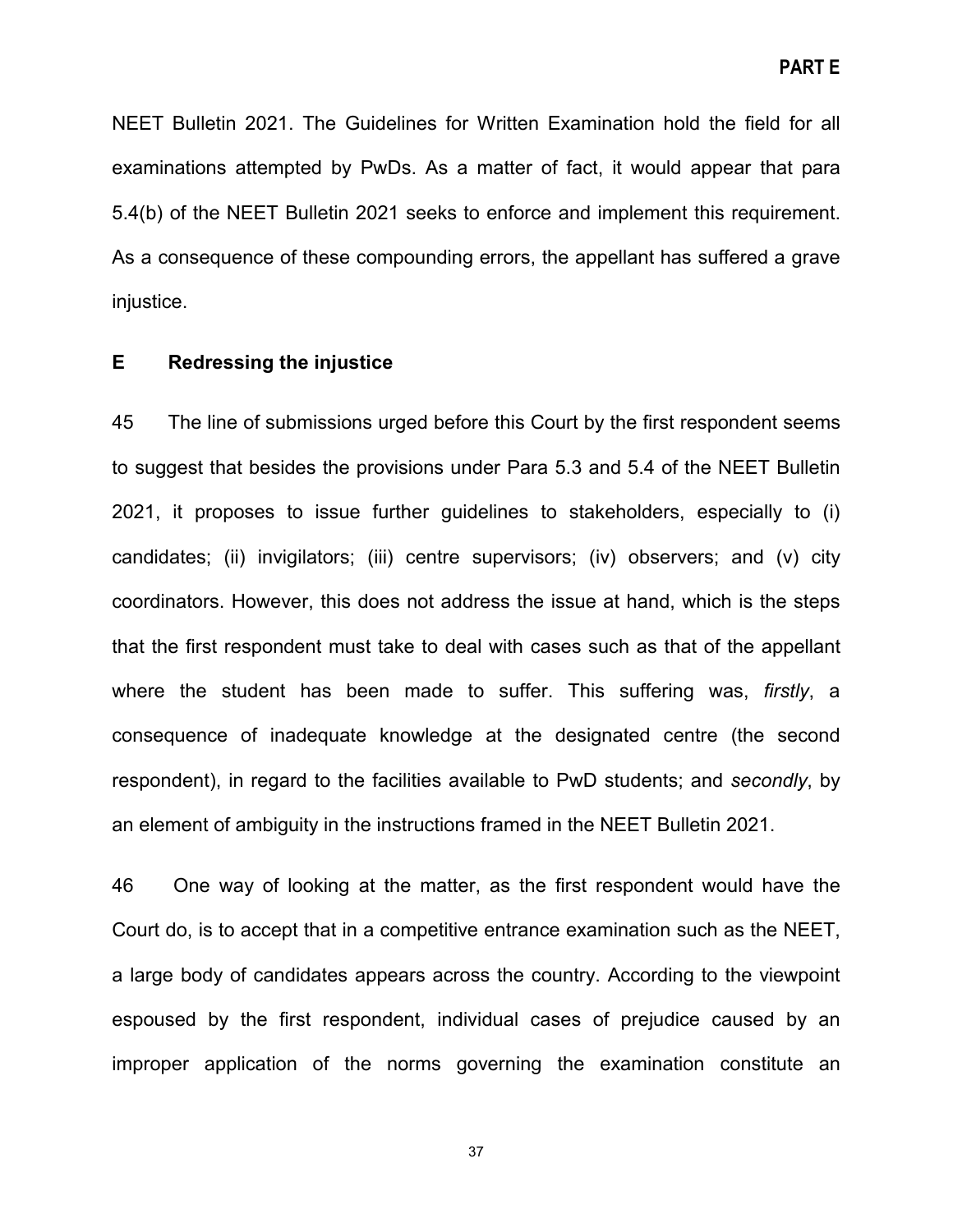NEET Bulletin 2021. The Guidelines for Written Examination hold the field for all examinations attempted by PwDs. As a matter of fact, it would appear that para 5.4(b) of the NEET Bulletin 2021 seeks to enforce and implement this requirement. As a consequence of these compounding errors, the appellant has suffered a grave injustice.

## E Redressing the injustice

45 The line of submissions urged before this Court by the first respondent seems to suggest that besides the provisions under Para 5.3 and 5.4 of the NEET Bulletin 2021, it proposes to issue further guidelines to stakeholders, especially to (i) candidates; (ii) invigilators; (iii) centre supervisors; (iv) observers; and (v) city coordinators. However, this does not address the issue at hand, which is the steps that the first respondent must take to deal with cases such as that of the appellant where the student has been made to suffer. This suffering was, *firstly*, a consequence of inadequate knowledge at the designated centre (the second respondent), in regard to the facilities available to PwD students; and *secondly*, by an element of ambiguity in the instructions framed in the NEET Bulletin 2021.

46 One way of looking at the matter, as the first respondent would have the Court do, is to accept that in a competitive entrance examination such as the NEET, a large body of candidates appears across the country. According to the viewpoint espoused by the first respondent, individual cases of prejudice caused by an improper application of the norms governing the examination constitute an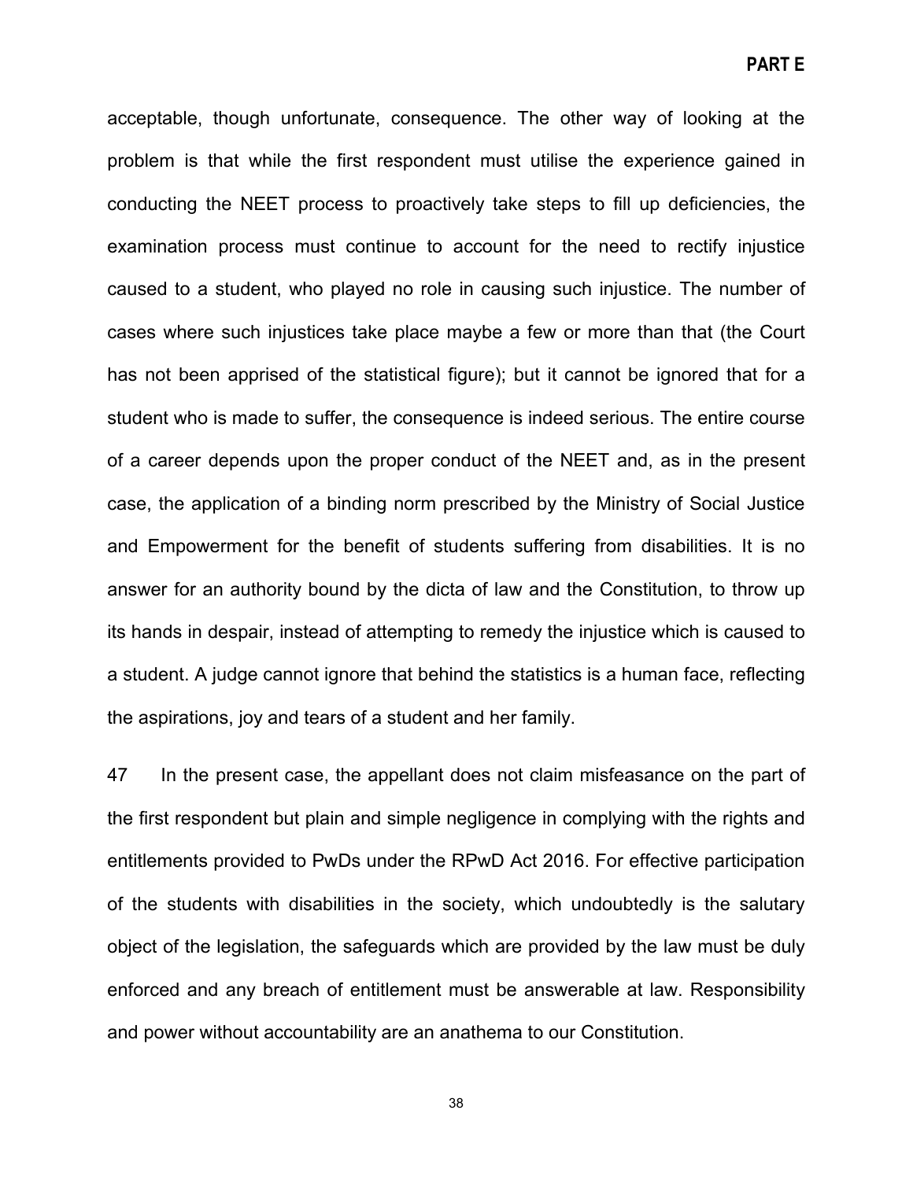acceptable, though unfortunate, consequence. The other way of looking at the problem is that while the first respondent must utilise the experience gained in conducting the NEET process to proactively take steps to fill up deficiencies, the examination process must continue to account for the need to rectify injustice caused to a student, who played no role in causing such injustice. The number of cases where such injustices take place maybe a few or more than that (the Court has not been apprised of the statistical figure); but it cannot be ignored that for a student who is made to suffer, the consequence is indeed serious. The entire course of a career depends upon the proper conduct of the NEET and, as in the present case, the application of a binding norm prescribed by the Ministry of Social Justice and Empowerment for the benefit of students suffering from disabilities. It is no answer for an authority bound by the dicta of law and the Constitution, to throw up its hands in despair, instead of attempting to remedy the injustice which is caused to a student. A judge cannot ignore that behind the statistics is a human face, reflecting the aspirations, joy and tears of a student and her family.

47 In the present case, the appellant does not claim misfeasance on the part of the first respondent but plain and simple negligence in complying with the rights and entitlements provided to PwDs under the RPwD Act 2016. For effective participation of the students with disabilities in the society, which undoubtedly is the salutary object of the legislation, the safeguards which are provided by the law must be duly enforced and any breach of entitlement must be answerable at law. Responsibility and power without accountability are an anathema to our Constitution.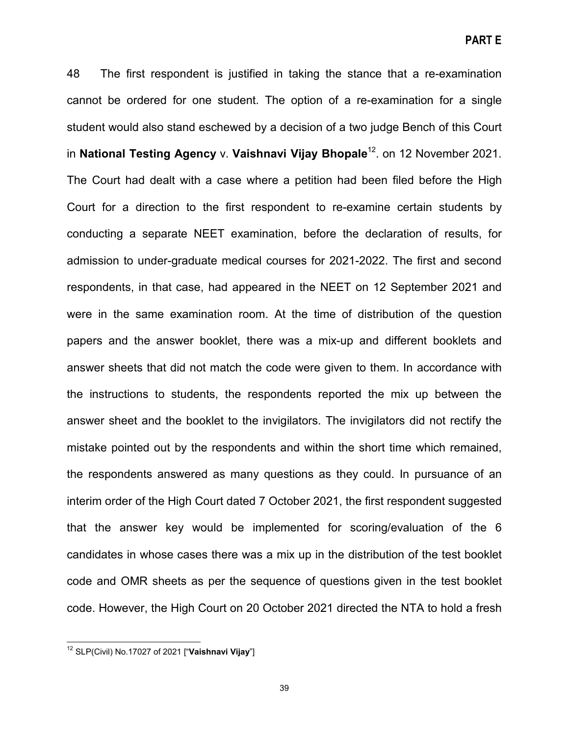48 The first respondent is justified in taking the stance that a re-examination cannot be ordered for one student. The option of a re-examination for a single student would also stand eschewed by a decision of a two judge Bench of this Court in **National Testing Agency** v. **Vaishnavi Vijay Bhopale**[12]. on 12 November 2021. The Court had dealt with a case where a petition had been filed before the High Court for a direction to the first respondent to re-examine certain students by conducting a separate NEET examination, before the declaration of results, for admission to under-graduate medical courses for 2021-2022. The first and second respondents, in that case, had appeared in the NEET on 12 September 2021 and were in the same examination room. At the time of distribution of the question papers and the answer booklet, there was a mix-up and different booklets and answer sheets that did not match the code were given to them. In accordance with the instructions to students, the respondents reported the mix up between the answer sheet and the booklet to the invigilators. The invigilators did not rectify the mistake pointed out by the respondents and within the short time which remained, the respondents answered as many questions as they could. In pursuance of an interim order of the High Court dated 7 October 2021, the first respondent suggested that the answer key would be implemented for scoring/evaluation of the 6 candidates in whose cases there was a mix up in the distribution of the test booklet code and OMR sheets as per the sequence of questions given in the test booklet code. However, the High Court on 20 October 2021 directed the NTA to hold a fresh

---

[12] SLP(Civil) No.17027 of 2021 ["**Vaishnavi Vijay**"]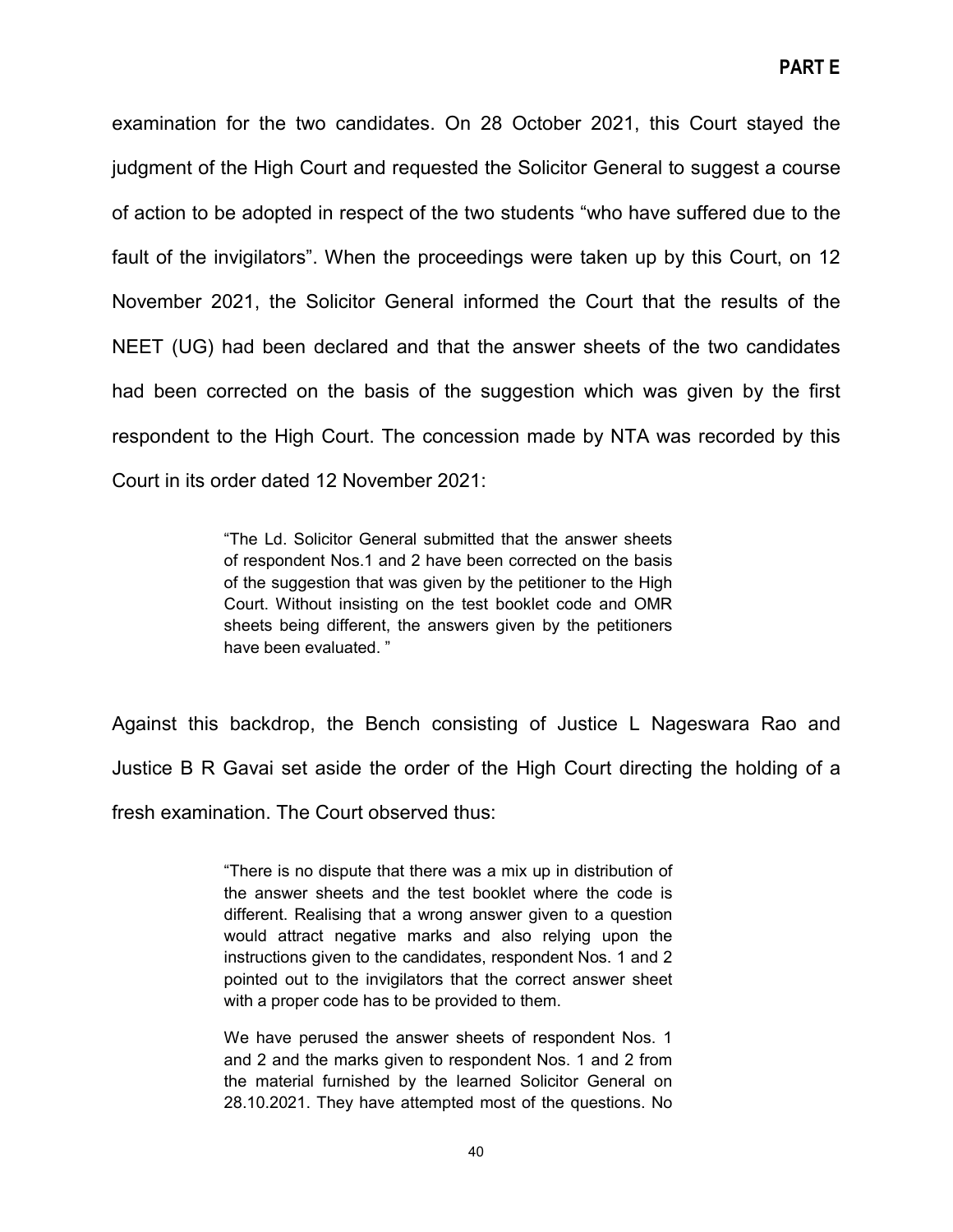examination for the two candidates. On 28 October 2021, this Court stayed the judgment of the High Court and requested the Solicitor General to suggest a course of action to be adopted in respect of the two students "who have suffered due to the fault of the invigilators". When the proceedings were taken up by this Court, on 12 November 2021, the Solicitor General informed the Court that the results of the NEET (UG) had been declared and that the answer sheets of the two candidates had been corrected on the basis of the suggestion which was given by the first respondent to the High Court. The concession made by NTA was recorded by this Court in its order dated 12 November 2021:

> "The Ld. Solicitor General submitted that the answer sheets of respondent Nos.1 and 2 have been corrected on the basis of the suggestion that was given by the petitioner to the High Court. Without insisting on the test booklet code and OMR sheets being different, the answers given by the petitioners have been evaluated. "

Against this backdrop, the Bench consisting of Justice L Nageswara Rao and Justice B R Gavai set aside the order of the High Court directing the holding of a fresh examination. The Court observed thus:

> "There is no dispute that there was a mix up in distribution of the answer sheets and the test booklet where the code is different. Realising that a wrong answer given to a question would attract negative marks and also relying upon the instructions given to the candidates, respondent Nos. 1 and 2 pointed out to the invigilators that the correct answer sheet with a proper code has to be provided to them.
>
> We have perused the answer sheets of respondent Nos. 1 and 2 and the marks given to respondent Nos. 1 and 2 from the material furnished by the learned Solicitor General on 28.10.2021. They have attempted most of the questions. No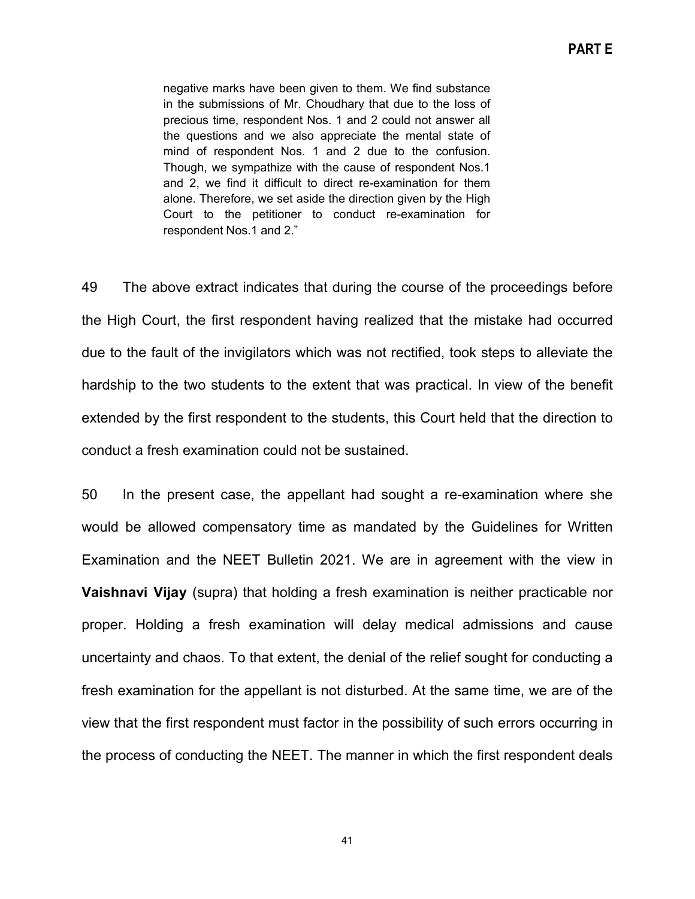> negative marks have been given to them. We find substance in the submissions of Mr. Choudhary that due to the loss of precious time, respondent Nos. 1 and 2 could not answer all the questions and we also appreciate the mental state of mind of respondent Nos. 1 and 2 due to the confusion. Though, we sympathize with the cause of respondent Nos.1 and 2, we find it difficult to direct re-examination for them alone. Therefore, we set aside the direction given by the High Court to the petitioner to conduct re-examination for respondent Nos.1 and 2."

49 The above extract indicates that during the course of the proceedings before the High Court, the first respondent having realized that the mistake had occurred due to the fault of the invigilators which was not rectified, took steps to alleviate the hardship to the two students to the extent that was practical. In view of the benefit extended by the first respondent to the students, this Court held that the direction to conduct a fresh examination could not be sustained.

50 In the present case, the appellant had sought a re-examination where she would be allowed compensatory time as mandated by the Guidelines for Written Examination and the NEET Bulletin 2021. We are in agreement with the view in **Vaishnavi Vijay** (supra) that holding a fresh examination is neither practicable nor proper. Holding a fresh examination will delay medical admissions and cause uncertainty and chaos. To that extent, the denial of the relief sought for conducting a fresh examination for the appellant is not disturbed. At the same time, we are of the view that the first respondent must factor in the possibility of such errors occurring in the process of conducting the NEET. The manner in which the first respondent deals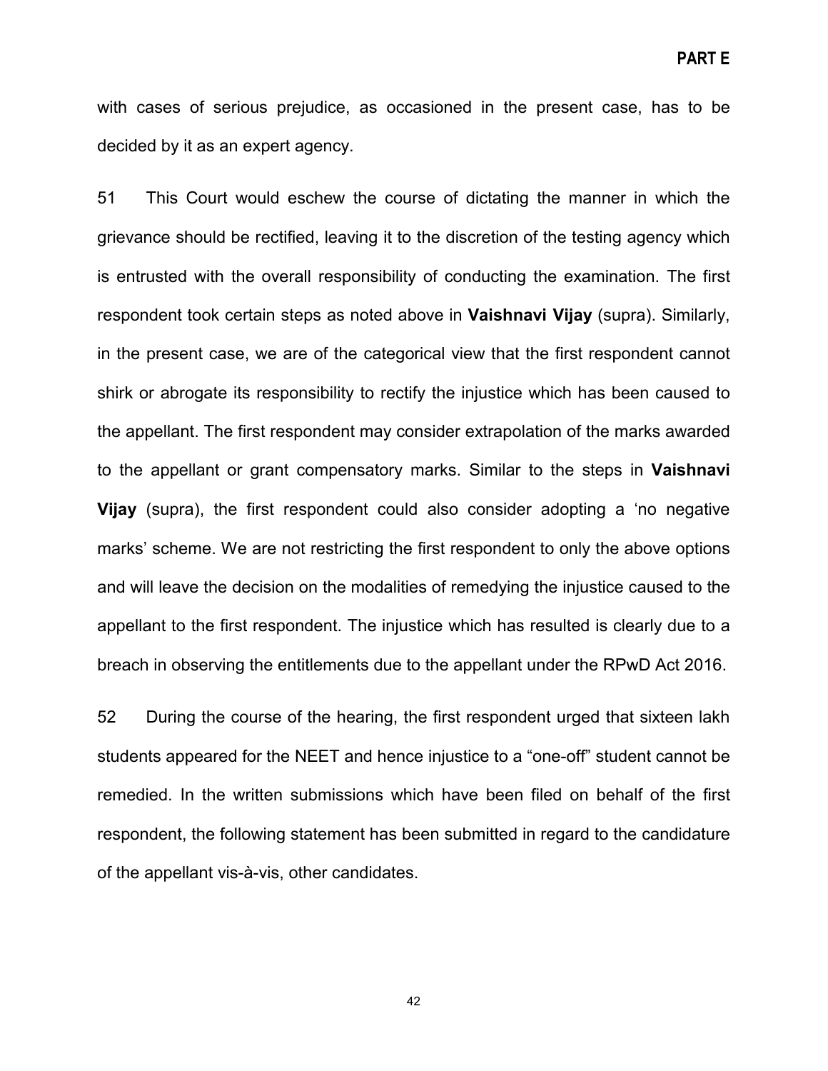with cases of serious prejudice, as occasioned in the present case, has to be decided by it as an expert agency.

51 This Court would eschew the course of dictating the manner in which the grievance should be rectified, leaving it to the discretion of the testing agency which is entrusted with the overall responsibility of conducting the examination. The first respondent took certain steps as noted above in **Vaishnavi Vijay** (supra). Similarly, in the present case, we are of the categorical view that the first respondent cannot shirk or abrogate its responsibility to rectify the injustice which has been caused to the appellant. The first respondent may consider extrapolation of the marks awarded to the appellant or grant compensatory marks. Similar to the steps in **Vaishnavi Vijay** (supra), the first respondent could also consider adopting a 'no negative marks' scheme. We are not restricting the first respondent to only the above options and will leave the decision on the modalities of remedying the injustice caused to the appellant to the first respondent. The injustice which has resulted is clearly due to a breach in observing the entitlements due to the appellant under the RPwD Act 2016.

52 During the course of the hearing, the first respondent urged that sixteen lakh students appeared for the NEET and hence injustice to a "one-off" student cannot be remedied. In the written submissions which have been filed on behalf of the first respondent, the following statement has been submitted in regard to the candidature of the appellant vis-à-vis, other candidates.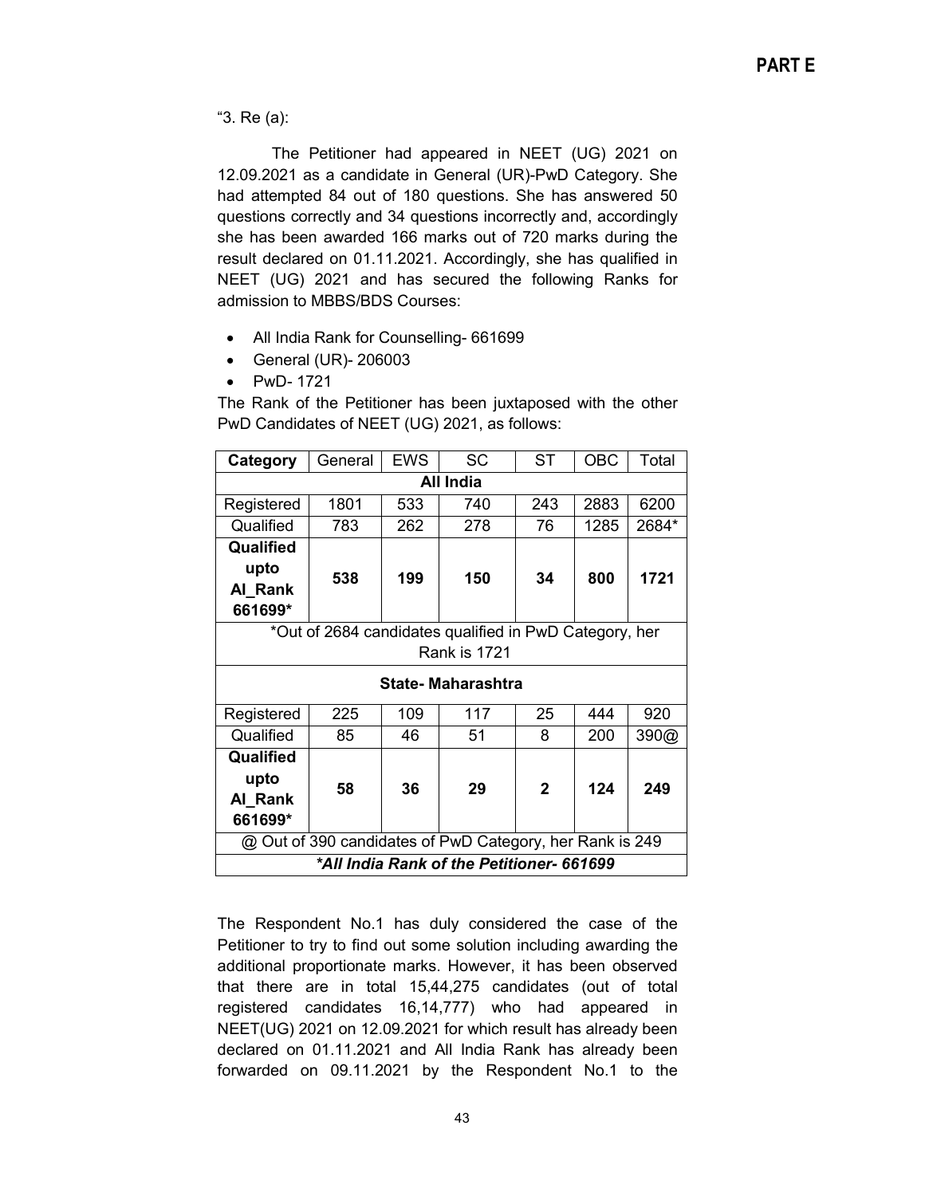**PART E**

"3. Re (a):

The Petitioner had appeared in NEET (UG) 2021 on 12.09.2021 as a candidate in General (UR)-PwD Category. She had attempted 84 out of 180 questions. She has answered 50 questions correctly and 34 questions incorrectly and, accordingly she has been awarded 166 marks out of 720 marks during the result declared on 01.11.2021. Accordingly, she has qualified in NEET (UG) 2021 and has secured the following Ranks for admission to MBBS/BDS Courses:

- All India Rank for Counselling- 661699
- General (UR)- 206003
- PwD- 1721

The Rank of the Petitioner has been juxtaposed with the other PwD Candidates of NEET (UG) 2021, as follows:

| Category | General | EWS | SC | ST | OBC | Total |
|---|---|---|---|---|---|---|
| **All India** | | | | | | |
| Registered | 1801 | 533 | 740 | 243 | 2883 | 6200 |
| Qualified | 783 | 262 | 278 | 76 | 1285 | 2684* |
| **Qualified upto AI_Rank 661699*** | **538** | **199** | **150** | **34** | **800** | **1721** |
| *Out of 2684 candidates qualified in PwD Category, her Rank is 1721 | | | | | | |
| **State- Maharashtra** | | | | | | |
| Registered | 225 | 109 | 117 | 25 | 444 | 920 |
| Qualified | 85 | 46 | 51 | 8 | 200 | 390@ |
| **Qualified upto AI_Rank 661699*** | **58** | **36** | **29** | **2** | **124** | **249** |
| @ Out of 390 candidates of PwD Category, her Rank is 249 | | | | | | |
| ***All India Rank of the Petitioner- 661699*** | | | | | | |

The Respondent No.1 has duly considered the case of the Petitioner to try to find out some solution including awarding the additional proportionate marks. However, it has been observed that there are in total 15,44,275 candidates (out of total registered candidates 16,14,777) who had appeared in NEET(UG) 2021 on 12.09.2021 for which result has already been declared on 01.11.2021 and All India Rank has already been forwarded on 09.11.2021 by the Respondent No.1 to the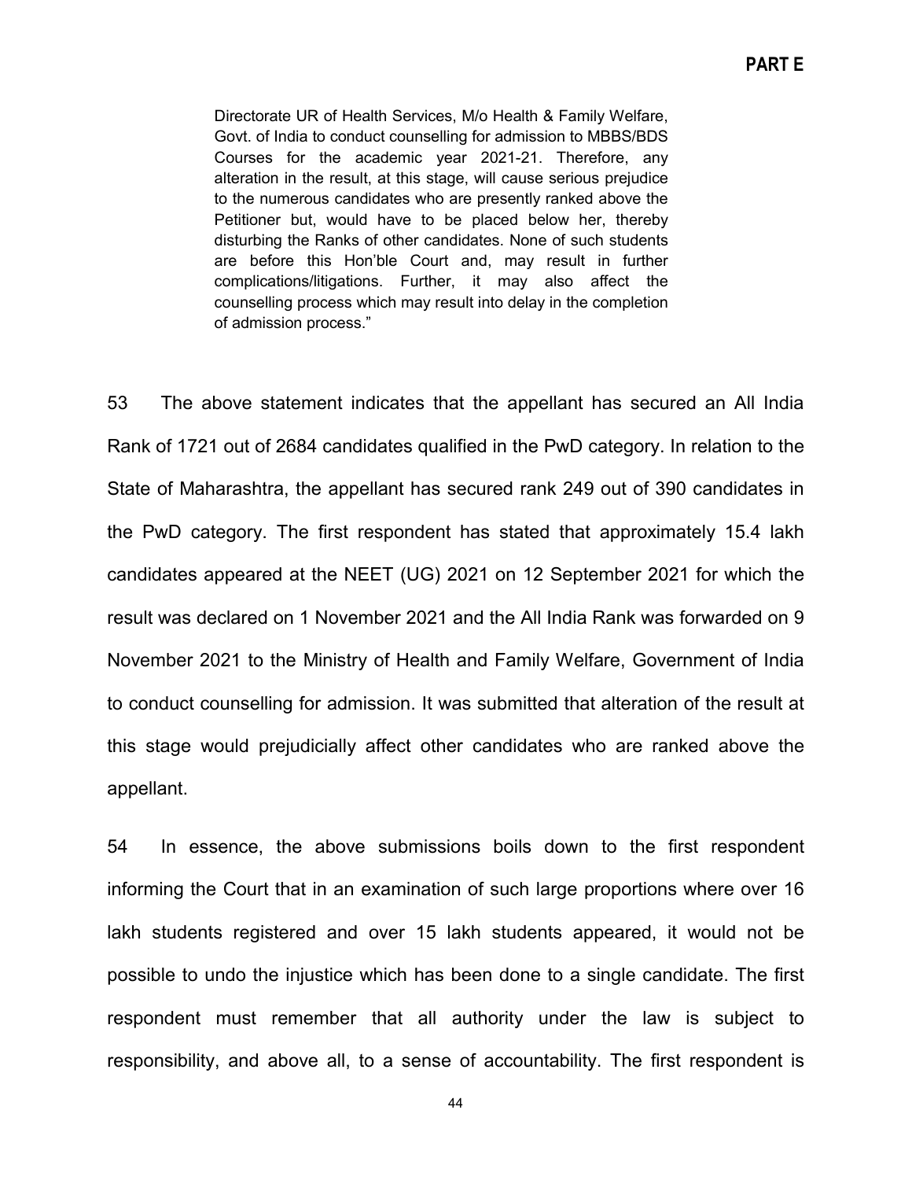Directorate UR of Health Services, M/o Health & Family Welfare, Govt. of India to conduct counselling for admission to MBBS/BDS Courses for the academic year 2021-21. Therefore, any alteration in the result, at this stage, will cause serious prejudice to the numerous candidates who are presently ranked above the Petitioner but, would have to be placed below her, thereby disturbing the Ranks of other candidates. None of such students are before this Hon'ble Court and, may result in further complications/litigations. Further, it may also affect the counselling process which may result into delay in the completion of admission process."

53 The above statement indicates that the appellant has secured an All India Rank of 1721 out of 2684 candidates qualified in the PwD category. In relation to the State of Maharashtra, the appellant has secured rank 249 out of 390 candidates in the PwD category. The first respondent has stated that approximately 15.4 lakh candidates appeared at the NEET (UG) 2021 on 12 September 2021 for which the result was declared on 1 November 2021 and the All India Rank was forwarded on 9 November 2021 to the Ministry of Health and Family Welfare, Government of India to conduct counselling for admission. It was submitted that alteration of the result at this stage would prejudicially affect other candidates who are ranked above the appellant.

54 In essence, the above submissions boils down to the first respondent informing the Court that in an examination of such large proportions where over 16 lakh students registered and over 15 lakh students appeared, it would not be possible to undo the injustice which has been done to a single candidate. The first respondent must remember that all authority under the law is subject to responsibility, and above all, to a sense of accountability. The first respondent is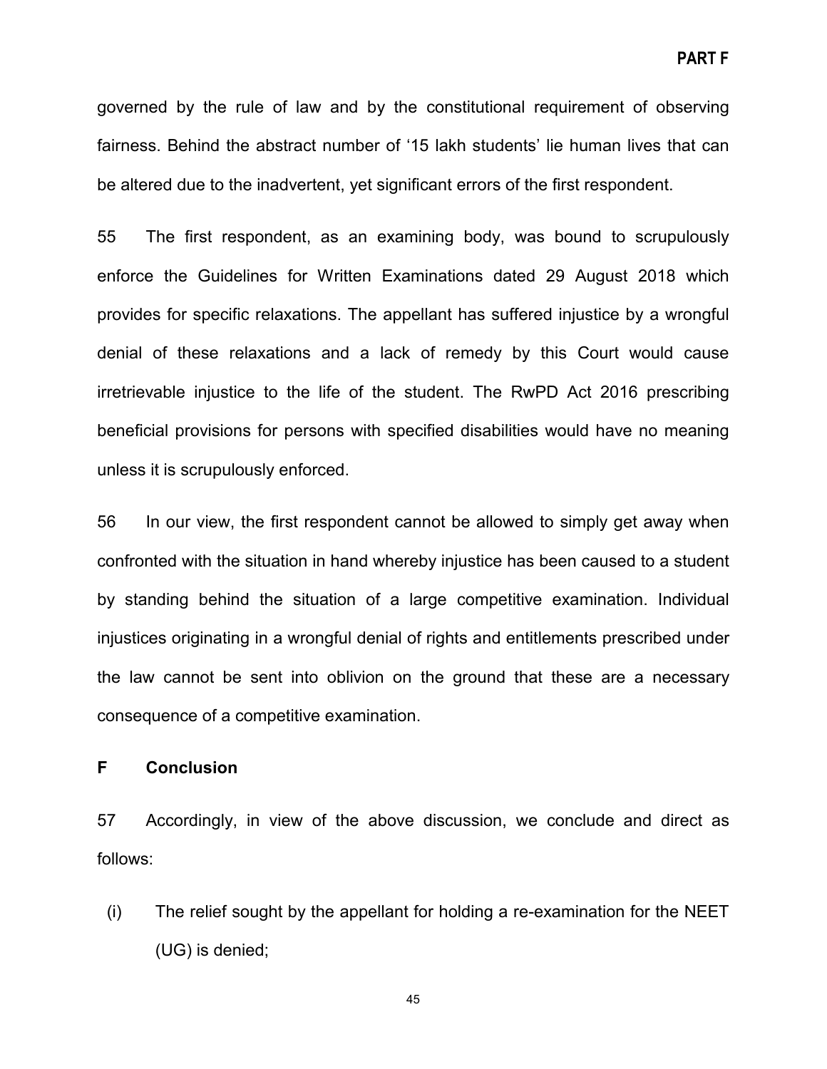governed by the rule of law and by the constitutional requirement of observing fairness. Behind the abstract number of '15 lakh students' lie human lives that can be altered due to the inadvertent, yet significant errors of the first respondent.

55 The first respondent, as an examining body, was bound to scrupulously enforce the Guidelines for Written Examinations dated 29 August 2018 which provides for specific relaxations. The appellant has suffered injustice by a wrongful denial of these relaxations and a lack of remedy by this Court would cause irretrievable injustice to the life of the student. The RwPD Act 2016 prescribing beneficial provisions for persons with specified disabilities would have no meaning unless it is scrupulously enforced.

56 In our view, the first respondent cannot be allowed to simply get away when confronted with the situation in hand whereby injustice has been caused to a student by standing behind the situation of a large competitive examination. Individual injustices originating in a wrongful denial of rights and entitlements prescribed under the law cannot be sent into oblivion on the ground that these are a necessary consequence of a competitive examination.

## F Conclusion

57 Accordingly, in view of the above discussion, we conclude and direct as follows:

(i) The relief sought by the appellant for holding a re-examination for the NEET (UG) is denied;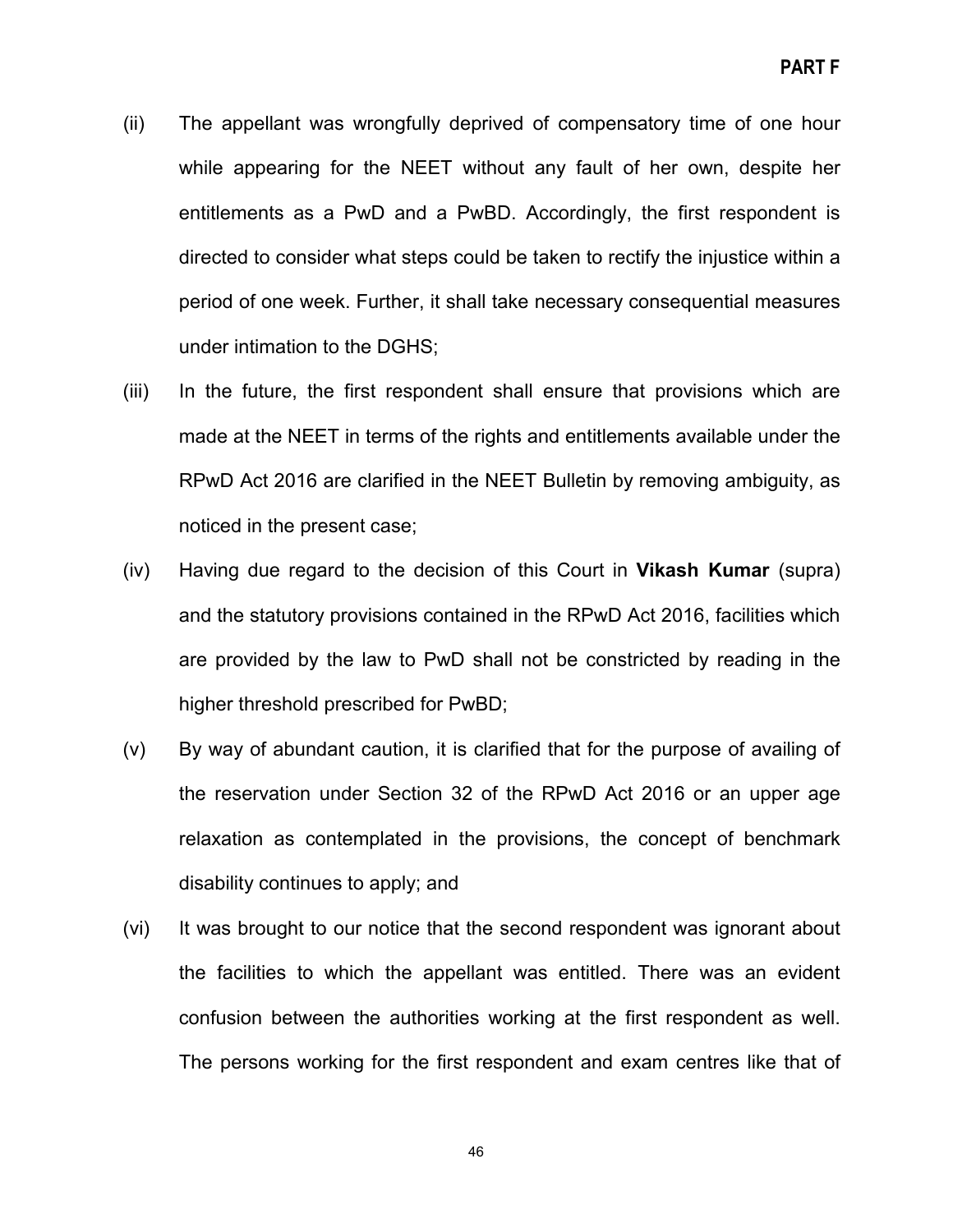(ii) The appellant was wrongfully deprived of compensatory time of one hour while appearing for the NEET without any fault of her own, despite her entitlements as a PwD and a PwBD. Accordingly, the first respondent is directed to consider what steps could be taken to rectify the injustice within a period of one week. Further, it shall take necessary consequential measures under intimation to the DGHS;

(iii) In the future, the first respondent shall ensure that provisions which are made at the NEET in terms of the rights and entitlements available under the RPwD Act 2016 are clarified in the NEET Bulletin by removing ambiguity, as noticed in the present case;

(iv) Having due regard to the decision of this Court in **Vikash Kumar** (supra) and the statutory provisions contained in the RPwD Act 2016, facilities which are provided by the law to PwD shall not be constricted by reading in the higher threshold prescribed for PwBD;

(v) By way of abundant caution, it is clarified that for the purpose of availing of the reservation under Section 32 of the RPwD Act 2016 or an upper age relaxation as contemplated in the provisions, the concept of benchmark disability continues to apply; and

(vi) It was brought to our notice that the second respondent was ignorant about the facilities to which the appellant was entitled. There was an evident confusion between the authorities working at the first respondent as well. The persons working for the first respondent and exam centres like that of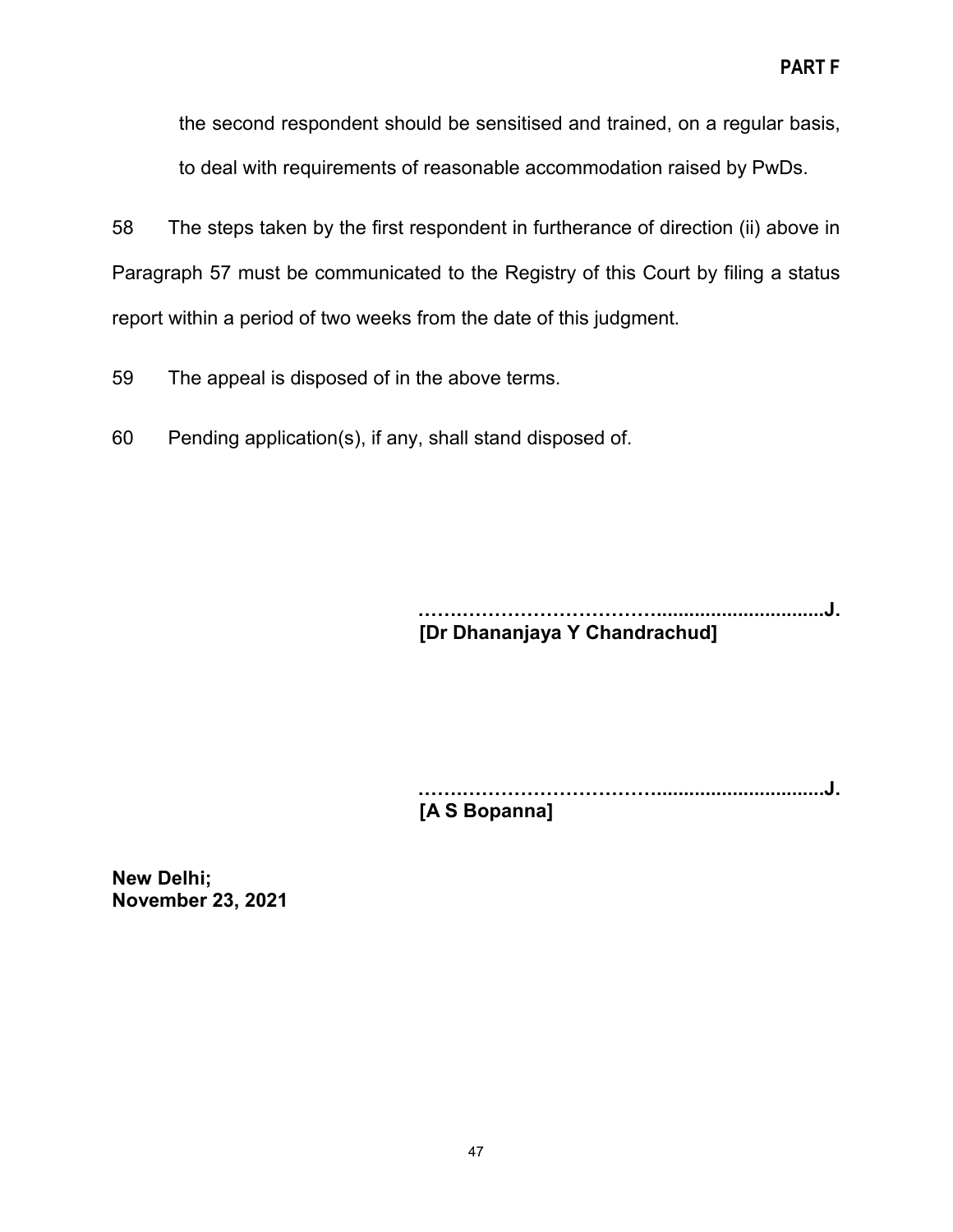the second respondent should be sensitised and trained, on a regular basis, to deal with requirements of reasonable accommodation raised by PwDs.

58 The steps taken by the first respondent in furtherance of direction (ii) above in Paragraph 57 must be communicated to the Registry of this Court by filing a status report within a period of two weeks from the date of this judgment.

59 The appeal is disposed of in the above terms.

60 Pending application(s), if any, shall stand disposed of.

**…………………………………...........................J.**
**[Dr Dhananjaya Y Chandrachud]**

**…………………………………...........................J.**
**[A S Bopanna]**

**New Delhi;**
**November 23, 2021**